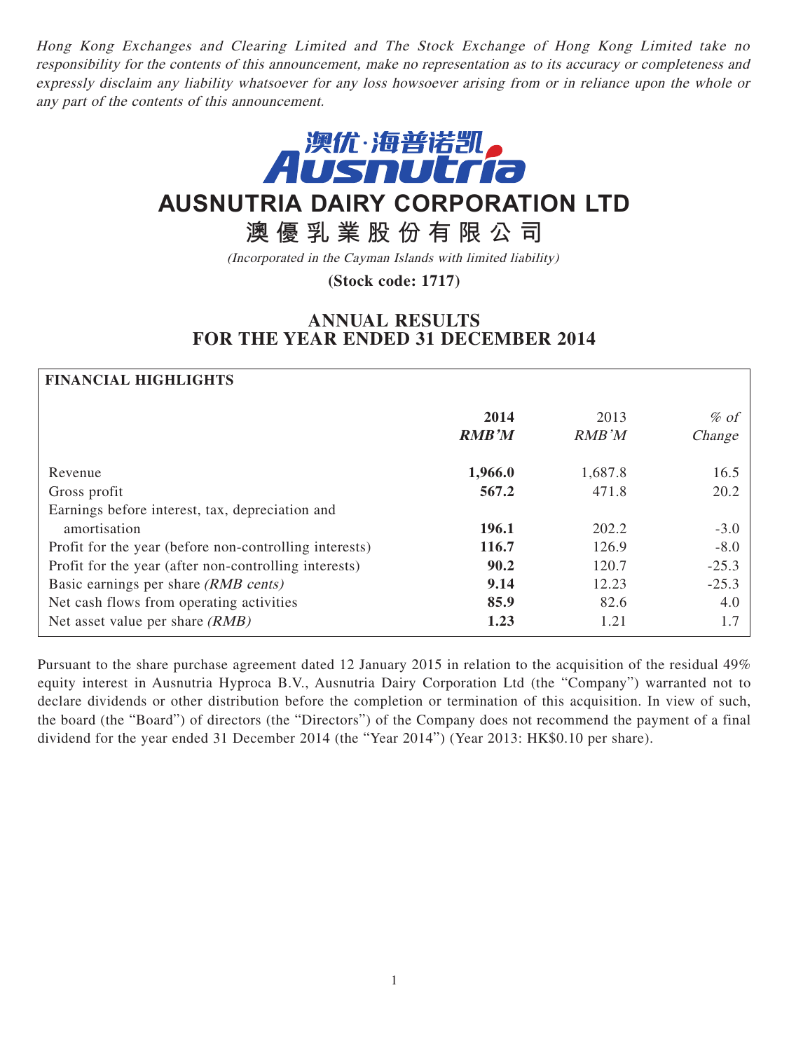*Hong Kong Exchanges and Clearing Limited and The Stock Exchange of Hong Kong Limited take no responsibility for the contents of this announcement, make no representation as to its accuracy or completeness and expressly disclaim any liability whatsoever for any loss howsoever arising from or in reliance upon the whole or any part of the contents of this announcement.*

澳优·海普诺凯
Ausnutria

# AUSNUTRIA DAIRY CORPORATION LTD

# 澳優乳業股份有限公司

*(Incorporated in the Cayman Islands with limited liability)*

**(Stock code: 1717)**

## ANNUAL RESULTS FOR THE YEAR ENDED 31 DECEMBER 2014

**FINANCIAL HIGHLIGHTS**

| | **2014** | 2013 | *% of* |
|---|---|---|---|
| | ***RMB'M*** | *RMB'M* | *Change* |
| Revenue | **1,966.0** | 1,687.8 | 16.5 |
| Gross profit | **567.2** | 471.8 | 20.2 |
| Earnings before interest, tax, depreciation and amortisation | **196.1** | 202.2 | -3.0 |
| Profit for the year (before non-controlling interests) | **116.7** | 126.9 | -8.0 |
| Profit for the year (after non-controlling interests) | **90.2** | 120.7 | -25.3 |
| Basic earnings per share *(RMB cents)* | **9.14** | 12.23 | -25.3 |
| Net cash flows from operating activities | **85.9** | 82.6 | 4.0 |
| Net asset value per share *(RMB)* | **1.23** | 1.21 | 1.7 |

Pursuant to the share purchase agreement dated 12 January 2015 in relation to the acquisition of the residual 49% equity interest in Ausnutria Hyproca B.V., Ausnutria Dairy Corporation Ltd (the "Company") warranted not to declare dividends or other distribution before the completion or termination of this acquisition. In view of such, the board (the "Board") of directors (the "Directors") of the Company does not recommend the payment of a final dividend for the year ended 31 December 2014 (the "Year 2014") (Year 2013: HK$0.10 per share).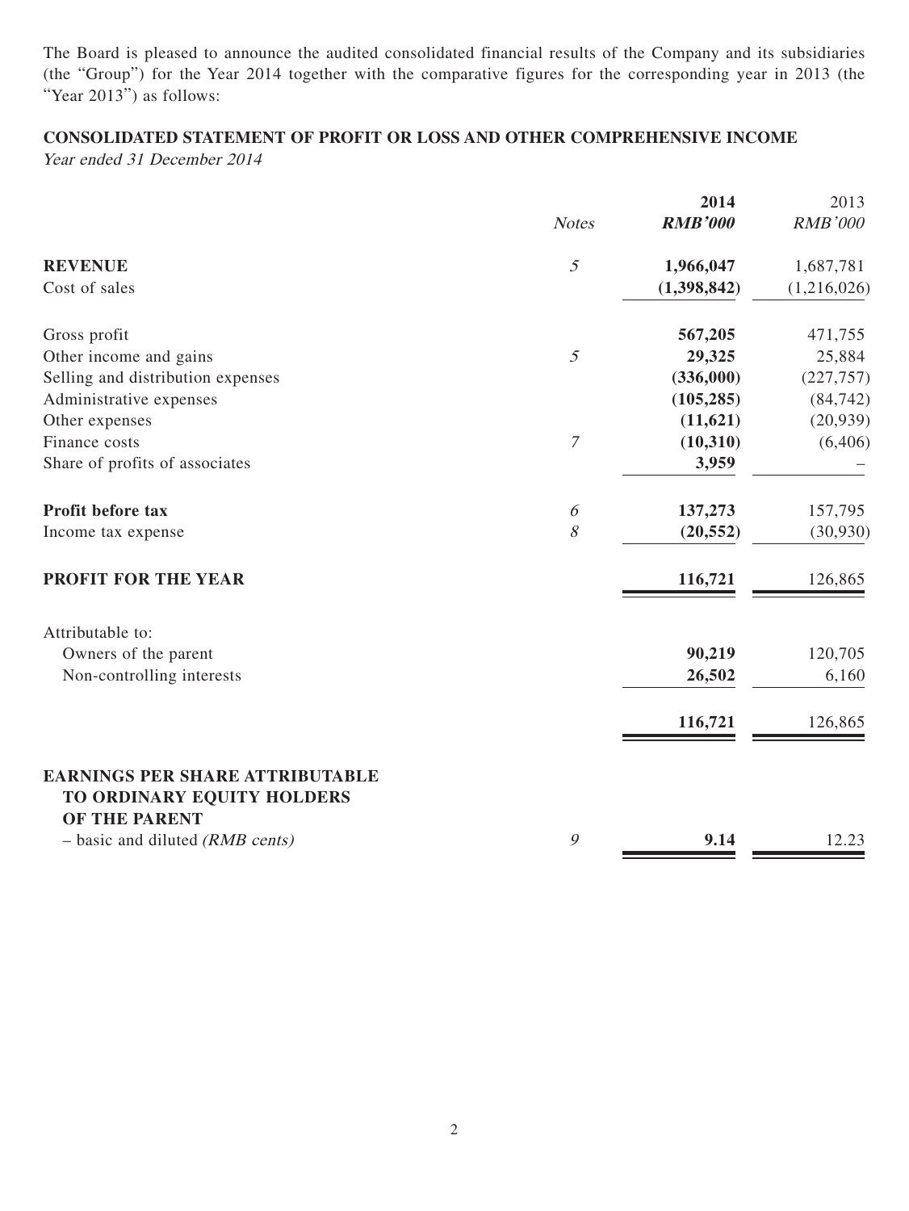The Board is pleased to announce the audited consolidated financial results of the Company and its subsidiaries (the "Group") for the Year 2014 together with the comparative figures for the corresponding year in 2013 (the "Year 2013") as follows:

## CONSOLIDATED STATEMENT OF PROFIT OR LOSS AND OTHER COMPREHENSIVE INCOME

*Year ended 31 December 2014*

| | *Notes* | **2014** | 2013 |
|---|---|---|---|
| | | ***RMB'000*** | *RMB'000* |
| **REVENUE** | *5* | **1,966,047** | 1,687,781 |
| Cost of sales | | **(1,398,842)** | (1,216,026) |
| Gross profit | | **567,205** | 471,755 |
| Other income and gains | *5* | **29,325** | 25,884 |
| Selling and distribution expenses | | **(336,000)** | (227,757) |
| Administrative expenses | | **(105,285)** | (84,742) |
| Other expenses | | **(11,621)** | (20,939) |
| Finance costs | *7* | **(10,310)** | (6,406) |
| Share of profits of associates | | **3,959** | – |
| **Profit before tax** | *6* | **137,273** | 157,795 |
| Income tax expense | *8* | **(20,552)** | (30,930) |
| **PROFIT FOR THE YEAR** | | **116,721** | 126,865 |
| Attributable to: | | | |
| Owners of the parent | | **90,219** | 120,705 |
| Non-controlling interests | | **26,502** | 6,160 |
| | | **116,721** | 126,865 |
| **EARNINGS PER SHARE ATTRIBUTABLE TO ORDINARY EQUITY HOLDERS OF THE PARENT** | | | |
| – basic and diluted *(RMB cents)* | *9* | **9.14** | 12.23 |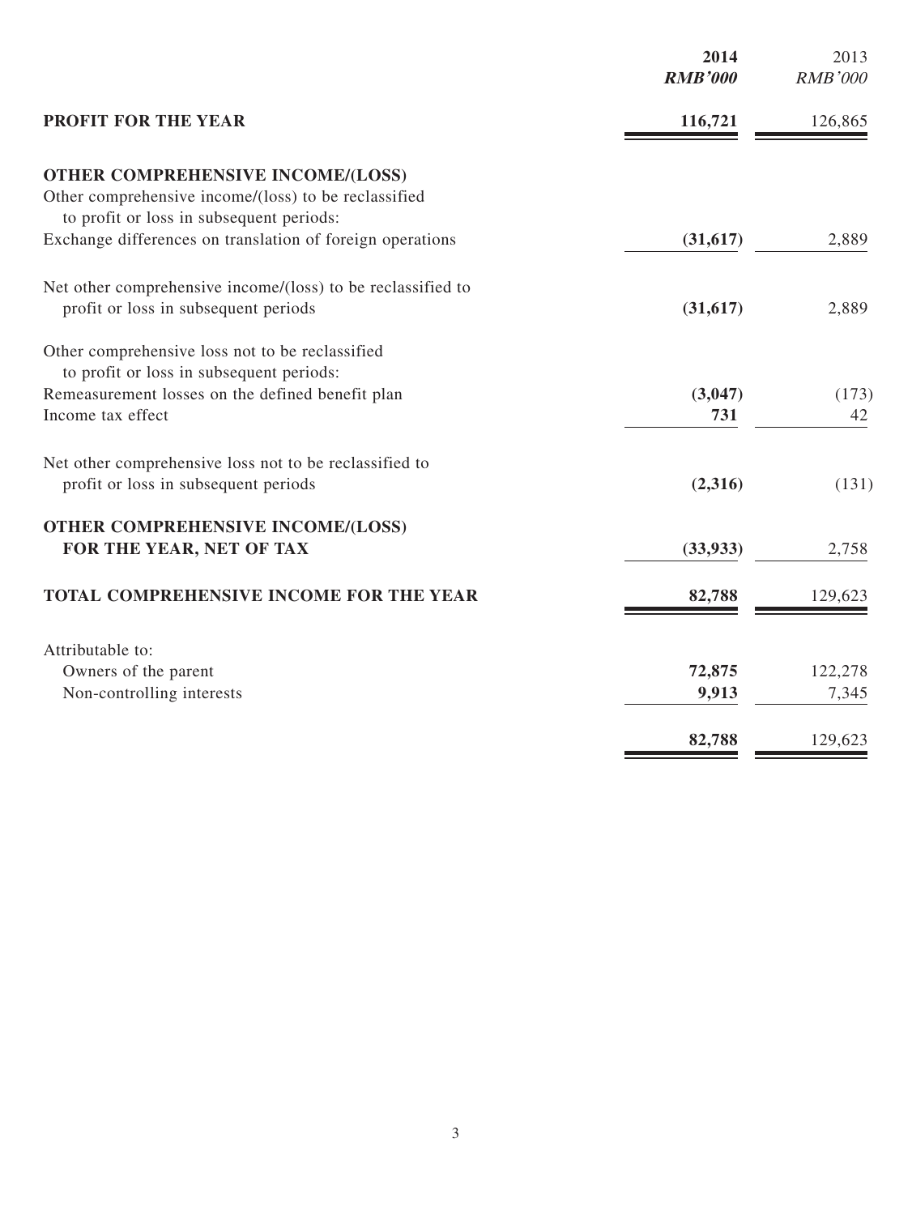| | **2014** | 2013 |
|---|---|---|
| | ***RMB'000*** | *RMB'000* |
| **PROFIT FOR THE YEAR** | **116,721** | 126,865 |
| | | |
| **OTHER COMPREHENSIVE INCOME/(LOSS)** | | |
| Other comprehensive income/(loss) to be reclassified to profit or loss in subsequent periods: | | |
| Exchange differences on translation of foreign operations | **(31,617)** | 2,889 |
| | | |
| Net other comprehensive income/(loss) to be reclassified to profit or loss in subsequent periods | **(31,617)** | 2,889 |
| | | |
| Other comprehensive loss not to be reclassified to profit or loss in subsequent periods: | | |
| Remeasurement losses on the defined benefit plan | **(3,047)** | (173) |
| Income tax effect | **731** | 42 |
| | | |
| Net other comprehensive loss not to be reclassified to profit or loss in subsequent periods | **(2,316)** | (131) |
| | | |
| **OTHER COMPREHENSIVE INCOME/(LOSS) FOR THE YEAR, NET OF TAX** | **(33,933)** | 2,758 |
| | | |
| **TOTAL COMPREHENSIVE INCOME FOR THE YEAR** | **82,788** | 129,623 |
| | | |
| Attributable to: | | |
| Owners of the parent | **72,875** | 122,278 |
| Non-controlling interests | **9,913** | 7,345 |
| | | |
| | **82,788** | 129,623 |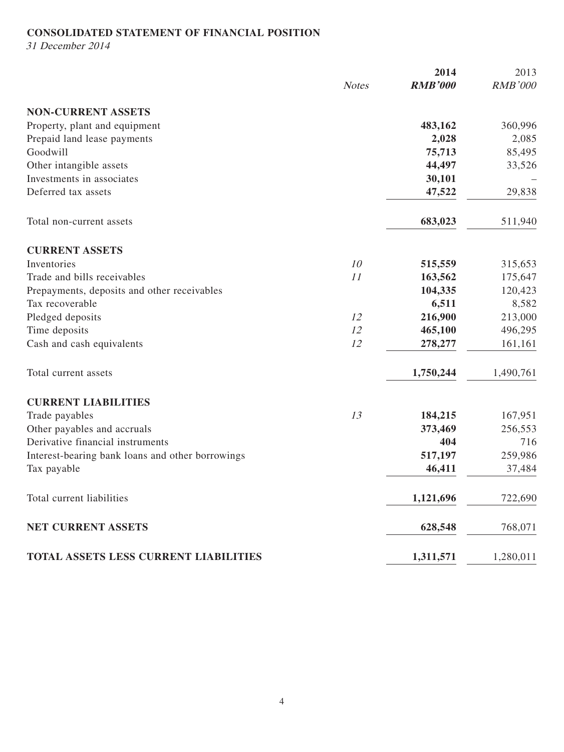**CONSOLIDATED STATEMENT OF FINANCIAL POSITION**

*31 December 2014*

| | *Notes* | **2014** | 2013 |
|---|---|---|---|
| | | ***RMB'000*** | *RMB'000* |
| **NON-CURRENT ASSETS** | | | |
| Property, plant and equipment | | **483,162** | 360,996 |
| Prepaid land lease payments | | **2,028** | 2,085 |
| Goodwill | | **75,713** | 85,495 |
| Other intangible assets | | **44,497** | 33,526 |
| Investments in associates | | **30,101** | – |
| Deferred tax assets | | **47,522** | 29,838 |
| Total non-current assets | | **683,023** | 511,940 |
| **CURRENT ASSETS** | | | |
| Inventories | *10* | **515,559** | 315,653 |
| Trade and bills receivables | *11* | **163,562** | 175,647 |
| Prepayments, deposits and other receivables | | **104,335** | 120,423 |
| Tax recoverable | | **6,511** | 8,582 |
| Pledged deposits | *12* | **216,900** | 213,000 |
| Time deposits | *12* | **465,100** | 496,295 |
| Cash and cash equivalents | *12* | **278,277** | 161,161 |
| Total current assets | | **1,750,244** | 1,490,761 |
| **CURRENT LIABILITIES** | | | |
| Trade payables | *13* | **184,215** | 167,951 |
| Other payables and accruals | | **373,469** | 256,553 |
| Derivative financial instruments | | **404** | 716 |
| Interest-bearing bank loans and other borrowings | | **517,197** | 259,986 |
| Tax payable | | **46,411** | 37,484 |
| Total current liabilities | | **1,121,696** | 722,690 |
| **NET CURRENT ASSETS** | | **628,548** | 768,071 |
| **TOTAL ASSETS LESS CURRENT LIABILITIES** | | **1,311,571** | 1,280,011 |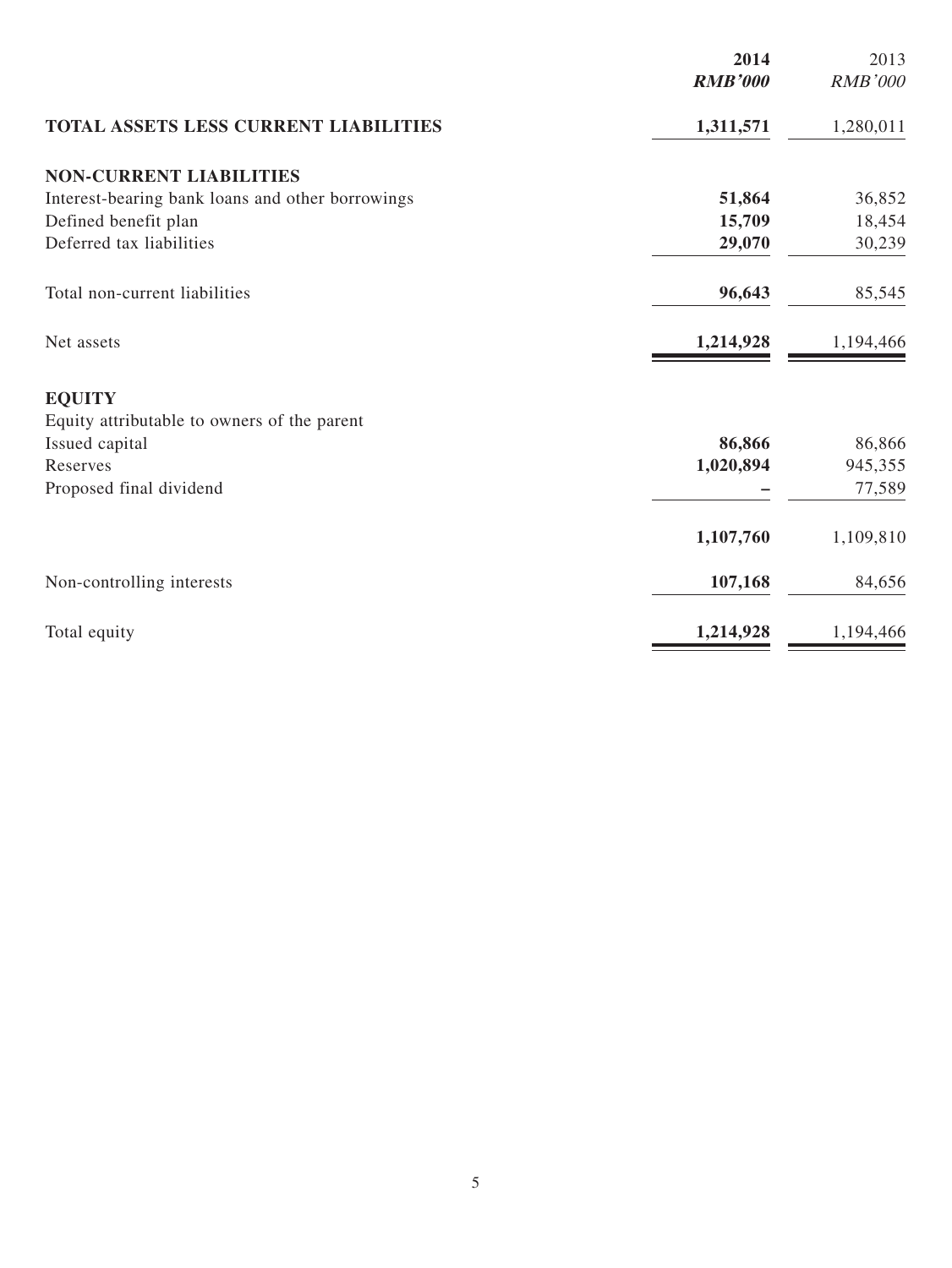| | 2014 | 2013 |
|---|---|---|
| | ***RMB'000*** | *RMB'000* |
| **TOTAL ASSETS LESS CURRENT LIABILITIES** | **1,311,571** | 1,280,011 |
| **NON-CURRENT LIABILITIES** | | |
| Interest-bearing bank loans and other borrowings | **51,864** | 36,852 |
| Defined benefit plan | **15,709** | 18,454 |
| Deferred tax liabilities | **29,070** | 30,239 |
| Total non-current liabilities | **96,643** | 85,545 |
| Net assets | **1,214,928** | 1,194,466 |
| **EQUITY** | | |
| Equity attributable to owners of the parent | | |
| Issued capital | **86,866** | 86,866 |
| Reserves | **1,020,894** | 945,355 |
| Proposed final dividend | **–** | 77,589 |
| | **1,107,760** | 1,109,810 |
| Non-controlling interests | **107,168** | 84,656 |
| Total equity | **1,214,928** | 1,194,466 |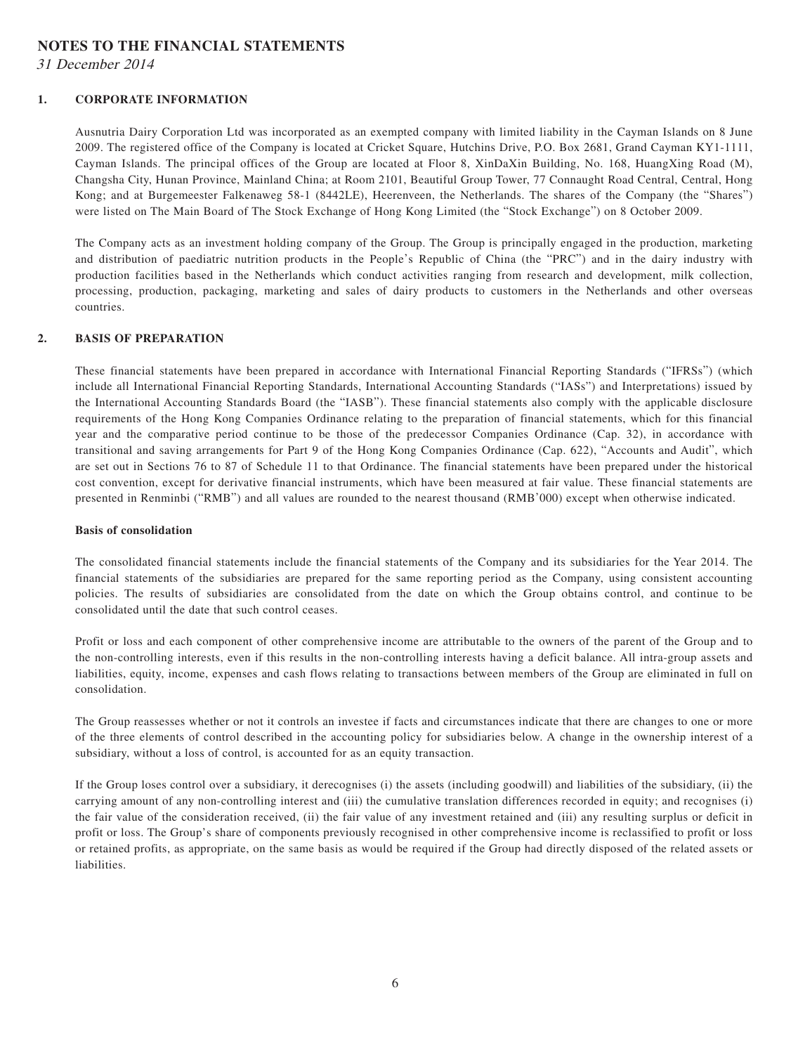# NOTES TO THE FINANCIAL STATEMENTS

*31 December 2014*

## 1. CORPORATE INFORMATION

Ausnutria Dairy Corporation Ltd was incorporated as an exempted company with limited liability in the Cayman Islands on 8 June 2009. The registered office of the Company is located at Cricket Square, Hutchins Drive, P.O. Box 2681, Grand Cayman KY1-1111, Cayman Islands. The principal offices of the Group are located at Floor 8, XinDaXin Building, No. 168, HuangXing Road (M), Changsha City, Hunan Province, Mainland China; at Room 2101, Beautiful Group Tower, 77 Connaught Road Central, Central, Hong Kong; and at Burgemeester Falkenaweg 58-1 (8442LE), Heerenveen, the Netherlands. The shares of the Company (the "Shares") were listed on The Main Board of The Stock Exchange of Hong Kong Limited (the "Stock Exchange") on 8 October 2009.

The Company acts as an investment holding company of the Group. The Group is principally engaged in the production, marketing and distribution of paediatric nutrition products in the People's Republic of China (the "PRC") and in the dairy industry with production facilities based in the Netherlands which conduct activities ranging from research and development, milk collection, processing, production, packaging, marketing and sales of dairy products to customers in the Netherlands and other overseas countries.

## 2. BASIS OF PREPARATION

These financial statements have been prepared in accordance with International Financial Reporting Standards ("IFRSs") (which include all International Financial Reporting Standards, International Accounting Standards ("IASs") and Interpretations) issued by the International Accounting Standards Board (the "IASB"). These financial statements also comply with the applicable disclosure requirements of the Hong Kong Companies Ordinance relating to the preparation of financial statements, which for this financial year and the comparative period continue to be those of the predecessor Companies Ordinance (Cap. 32), in accordance with transitional and saving arrangements for Part 9 of the Hong Kong Companies Ordinance (Cap. 622), "Accounts and Audit", which are set out in Sections 76 to 87 of Schedule 11 to that Ordinance. The financial statements have been prepared under the historical cost convention, except for derivative financial instruments, which have been measured at fair value. These financial statements are presented in Renminbi ("RMB") and all values are rounded to the nearest thousand (RMB'000) except when otherwise indicated.

### Basis of consolidation

The consolidated financial statements include the financial statements of the Company and its subsidiaries for the Year 2014. The financial statements of the subsidiaries are prepared for the same reporting period as the Company, using consistent accounting policies. The results of subsidiaries are consolidated from the date on which the Group obtains control, and continue to be consolidated until the date that such control ceases.

Profit or loss and each component of other comprehensive income are attributable to the owners of the parent of the Group and to the non-controlling interests, even if this results in the non-controlling interests having a deficit balance. All intra-group assets and liabilities, equity, income, expenses and cash flows relating to transactions between members of the Group are eliminated in full on consolidation.

The Group reassesses whether or not it controls an investee if facts and circumstances indicate that there are changes to one or more of the three elements of control described in the accounting policy for subsidiaries below. A change in the ownership interest of a subsidiary, without a loss of control, is accounted for as an equity transaction.

If the Group loses control over a subsidiary, it derecognises (i) the assets (including goodwill) and liabilities of the subsidiary, (ii) the carrying amount of any non-controlling interest and (iii) the cumulative translation differences recorded in equity; and recognises (i) the fair value of the consideration received, (ii) the fair value of any investment retained and (iii) any resulting surplus or deficit in profit or loss. The Group's share of components previously recognised in other comprehensive income is reclassified to profit or loss or retained profits, as appropriate, on the same basis as would be required if the Group had directly disposed of the related assets or liabilities.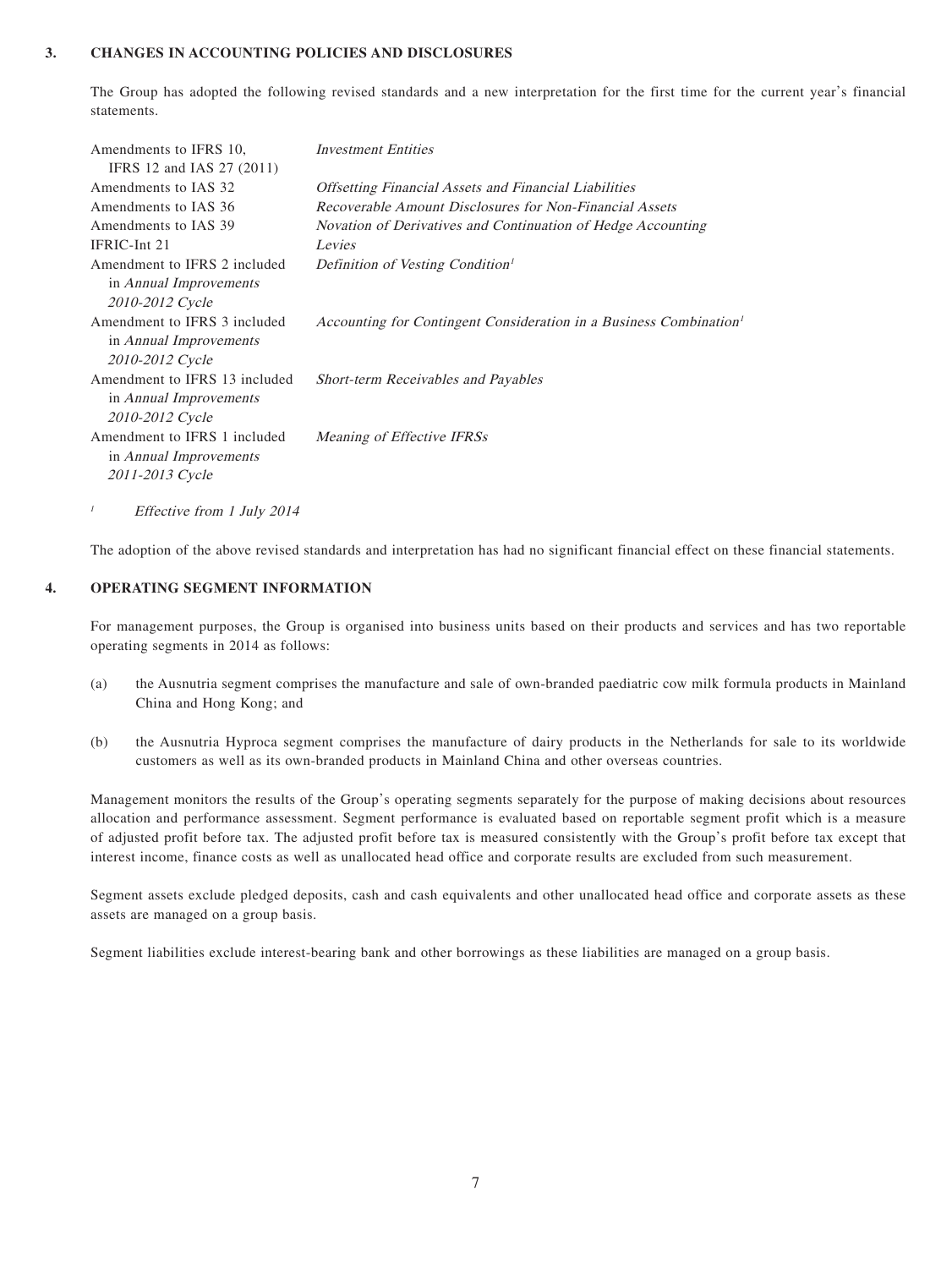## 3. CHANGES IN ACCOUNTING POLICIES AND DISCLOSURES

The Group has adopted the following revised standards and a new interpretation for the first time for the current year's financial statements.

| | |
|---|---|
| Amendments to IFRS 10, IFRS 12 and IAS 27 (2011) | *Investment Entities* |
| Amendments to IAS 32 | *Offsetting Financial Assets and Financial Liabilities* |
| Amendments to IAS 36 | *Recoverable Amount Disclosures for Non-Financial Assets* |
| Amendments to IAS 39 | *Novation of Derivatives and Continuation of Hedge Accounting* |
| IFRIC-Int 21 | *Levies* |
| Amendment to IFRS 2 included in *Annual Improvements 2010-2012 Cycle* | *Definition of Vesting Condition*[1] |
| Amendment to IFRS 3 included in *Annual Improvements 2010-2012 Cycle* | *Accounting for Contingent Consideration in a Business Combination*[1] |
| Amendment to IFRS 13 included in *Annual Improvements 2010-2012 Cycle* | *Short-term Receivables and Payables* |
| Amendment to IFRS 1 included in *Annual Improvements 2011-2013 Cycle* | *Meaning of Effective IFRSs* |

[1] *Effective from 1 July 2014*

The adoption of the above revised standards and interpretation has had no significant financial effect on these financial statements.

## 4. OPERATING SEGMENT INFORMATION

For management purposes, the Group is organised into business units based on their products and services and has two reportable operating segments in 2014 as follows:

(a) the Ausnutria segment comprises the manufacture and sale of own-branded paediatric cow milk formula products in Mainland China and Hong Kong; and

(b) the Ausnutria Hyproca segment comprises the manufacture of dairy products in the Netherlands for sale to its worldwide customers as well as its own-branded products in Mainland China and other overseas countries.

Management monitors the results of the Group's operating segments separately for the purpose of making decisions about resources allocation and performance assessment. Segment performance is evaluated based on reportable segment profit which is a measure of adjusted profit before tax. The adjusted profit before tax is measured consistently with the Group's profit before tax except that interest income, finance costs as well as unallocated head office and corporate results are excluded from such measurement.

Segment assets exclude pledged deposits, cash and cash equivalents and other unallocated head office and corporate assets as these assets are managed on a group basis.

Segment liabilities exclude interest-bearing bank and other borrowings as these liabilities are managed on a group basis.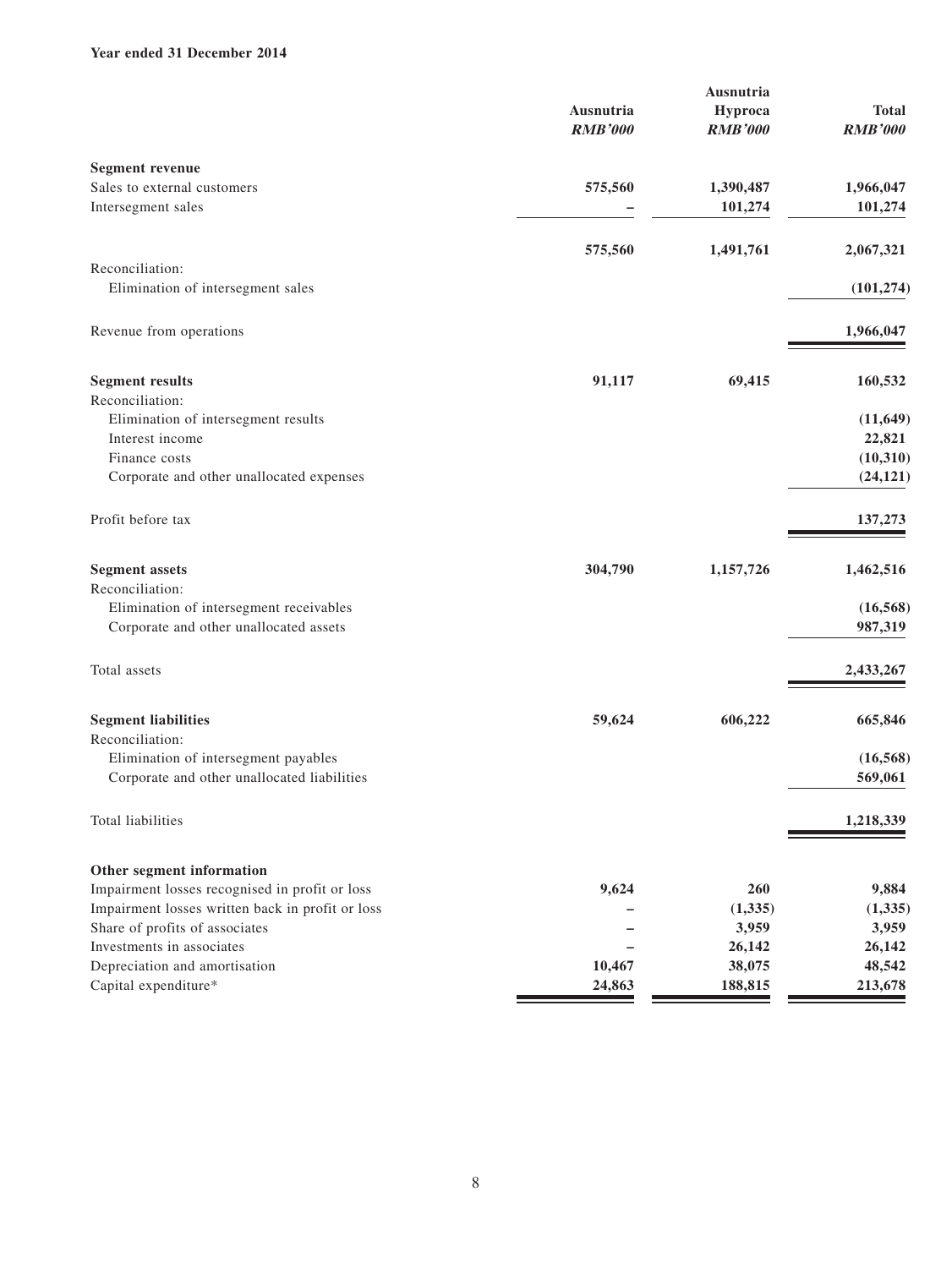**Year ended 31 December 2014**

| | Ausnutria *RMB'000* | Ausnutria Hyproca *RMB'000* | Total *RMB'000* |
|---|---|---|---|
| **Segment revenue** | | | |
| Sales to external customers | 575,560 | 1,390,487 | 1,966,047 |
| Intersegment sales | – | 101,274 | 101,274 |
| | 575,560 | 1,491,761 | 2,067,321 |
| Reconciliation: | | | |
| Elimination of intersegment sales | | | (101,274) |
| Revenue from operations | | | 1,966,047 |
| **Segment results** | 91,117 | 69,415 | 160,532 |
| Reconciliation: | | | |
| Elimination of intersegment results | | | (11,649) |
| Interest income | | | 22,821 |
| Finance costs | | | (10,310) |
| Corporate and other unallocated expenses | | | (24,121) |
| Profit before tax | | | 137,273 |
| **Segment assets** | 304,790 | 1,157,726 | 1,462,516 |
| Reconciliation: | | | |
| Elimination of intersegment receivables | | | (16,568) |
| Corporate and other unallocated assets | | | 987,319 |
| Total assets | | | 2,433,267 |
| **Segment liabilities** | 59,624 | 606,222 | 665,846 |
| Reconciliation: | | | |
| Elimination of intersegment payables | | | (16,568) |
| Corporate and other unallocated liabilities | | | 569,061 |
| Total liabilities | | | 1,218,339 |
| **Other segment information** | | | |
| Impairment losses recognised in profit or loss | 9,624 | 260 | 9,884 |
| Impairment losses written back in profit or loss | – | (1,335) | (1,335) |
| Share of profits of associates | – | 3,959 | 3,959 |
| Investments in associates | – | 26,142 | 26,142 |
| Depreciation and amortisation | 10,467 | 38,075 | 48,542 |
| Capital expenditure* | 24,863 | 188,815 | 213,678 |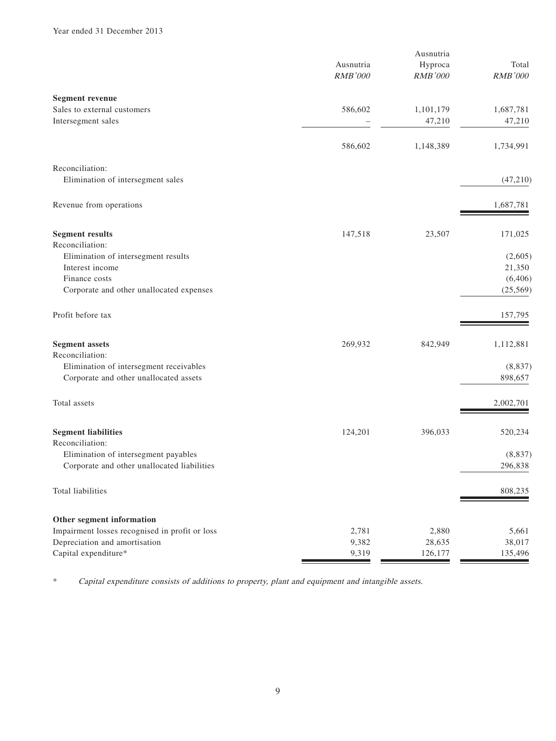Year ended 31 December 2013

| | Ausnutria *RMB'000* | Ausnutria Hyproca *RMB'000* | Total *RMB'000* |
|---|---|---|---|
| **Segment revenue** | | | |
| Sales to external customers | 586,602 | 1,101,179 | 1,687,781 |
| Intersegment sales | – | 47,210 | 47,210 |
| | 586,602 | 1,148,389 | 1,734,991 |
| Reconciliation: | | | |
| Elimination of intersegment sales | | | (47,210) |
| Revenue from operations | | | 1,687,781 |
| **Segment results** | 147,518 | 23,507 | 171,025 |
| Reconciliation: | | | |
| Elimination of intersegment results | | | (2,605) |
| Interest income | | | 21,350 |
| Finance costs | | | (6,406) |
| Corporate and other unallocated expenses | | | (25,569) |
| Profit before tax | | | 157,795 |
| **Segment assets** | 269,932 | 842,949 | 1,112,881 |
| Reconciliation: | | | |
| Elimination of intersegment receivables | | | (8,837) |
| Corporate and other unallocated assets | | | 898,657 |
| Total assets | | | 2,002,701 |
| **Segment liabilities** | 124,201 | 396,033 | 520,234 |
| Reconciliation: | | | |
| Elimination of intersegment payables | | | (8,837) |
| Corporate and other unallocated liabilities | | | 296,838 |
| Total liabilities | | | 808,235 |
| **Other segment information** | | | |
| Impairment losses recognised in profit or loss | 2,781 | 2,880 | 5,661 |
| Depreciation and amortisation | 9,382 | 28,635 | 38,017 |
| Capital expenditure* | 9,319 | 126,177 | 135,496 |

\* *Capital expenditure consists of additions to property, plant and equipment and intangible assets.*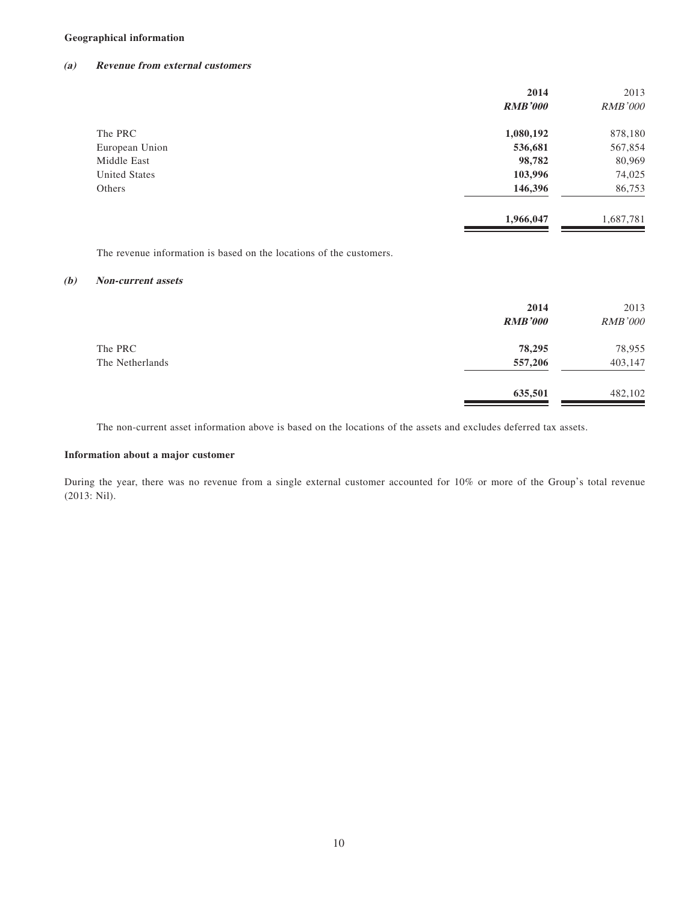**Geographical information**

***(a) Revenue from external customers***

| | 2014 | 2013 |
|---|---|---|
| | *RMB'000* | *RMB'000* |
| The PRC | **1,080,192** | 878,180 |
| European Union | **536,681** | 567,854 |
| Middle East | **98,782** | 80,969 |
| United States | **103,996** | 74,025 |
| Others | **146,396** | 86,753 |
| | **1,966,047** | 1,687,781 |

The revenue information is based on the locations of the customers.

***(b) Non-current assets***

| | 2014 | 2013 |
|---|---|---|
| | *RMB'000* | *RMB'000* |
| The PRC | **78,295** | 78,955 |
| The Netherlands | **557,206** | 403,147 |
| | **635,501** | 482,102 |

The non-current asset information above is based on the locations of the assets and excludes deferred tax assets.

**Information about a major customer**

During the year, there was no revenue from a single external customer accounted for 10% or more of the Group's total revenue (2013: Nil).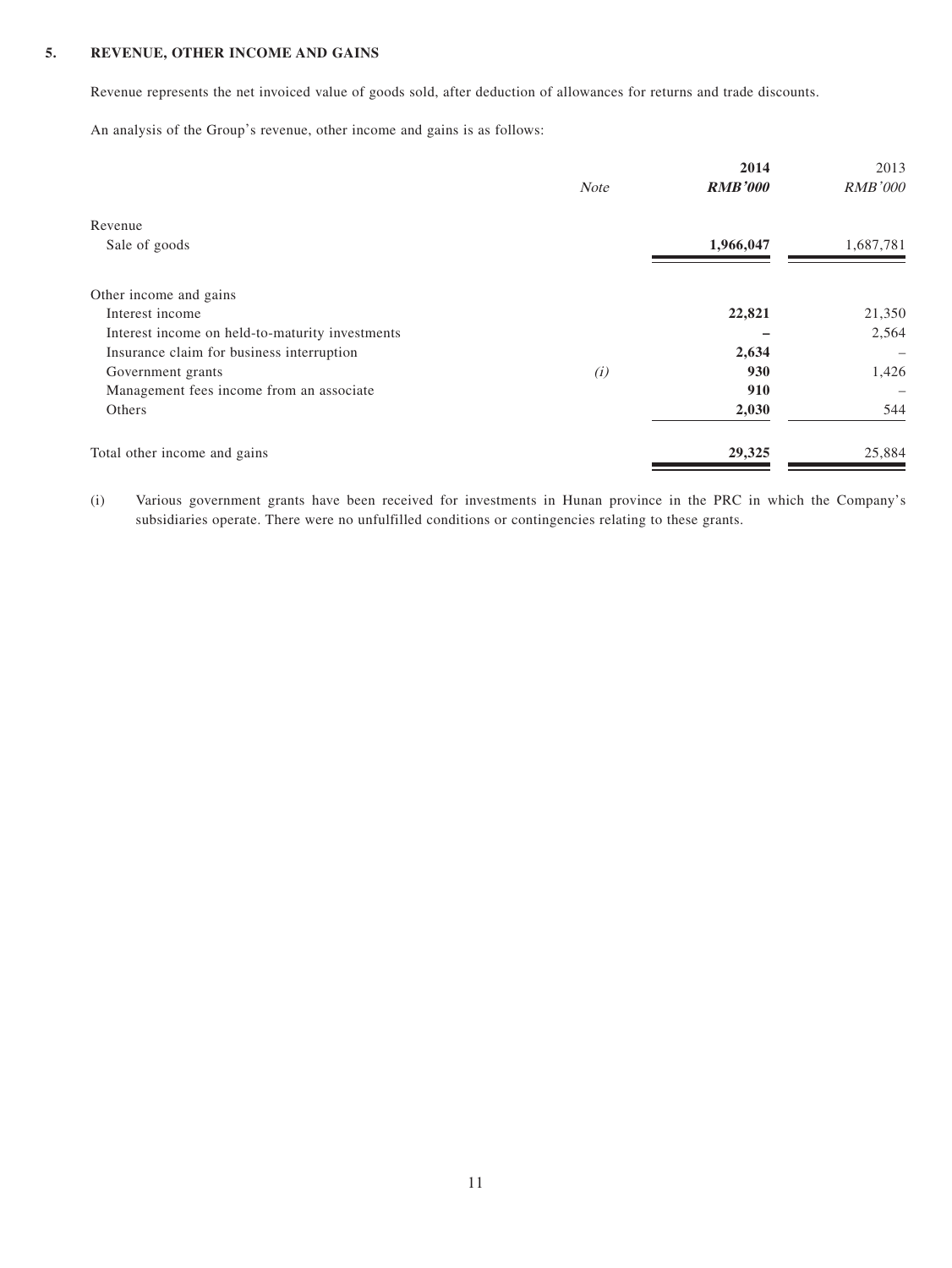## 5. REVENUE, OTHER INCOME AND GAINS

Revenue represents the net invoiced value of goods sold, after deduction of allowances for returns and trade discounts.

An analysis of the Group's revenue, other income and gains is as follows:

| | *Note* | **2014** | 2013 |
|---|---|---|---|
| | | ***RMB'000*** | *RMB'000* |
| Revenue | | | |
| Sale of goods | | **1,966,047** | 1,687,781 |
| Other income and gains | | | |
| Interest income | | **22,821** | 21,350 |
| Interest income on held-to-maturity investments | | **–** | 2,564 |
| Insurance claim for business interruption | | **2,634** | – |
| Government grants | *(i)* | **930** | 1,426 |
| Management fees income from an associate | | **910** | – |
| Others | | **2,030** | 544 |
| Total other income and gains | | **29,325** | 25,884 |

(i) Various government grants have been received for investments in Hunan province in the PRC in which the Company's subsidiaries operate. There were no unfulfilled conditions or contingencies relating to these grants.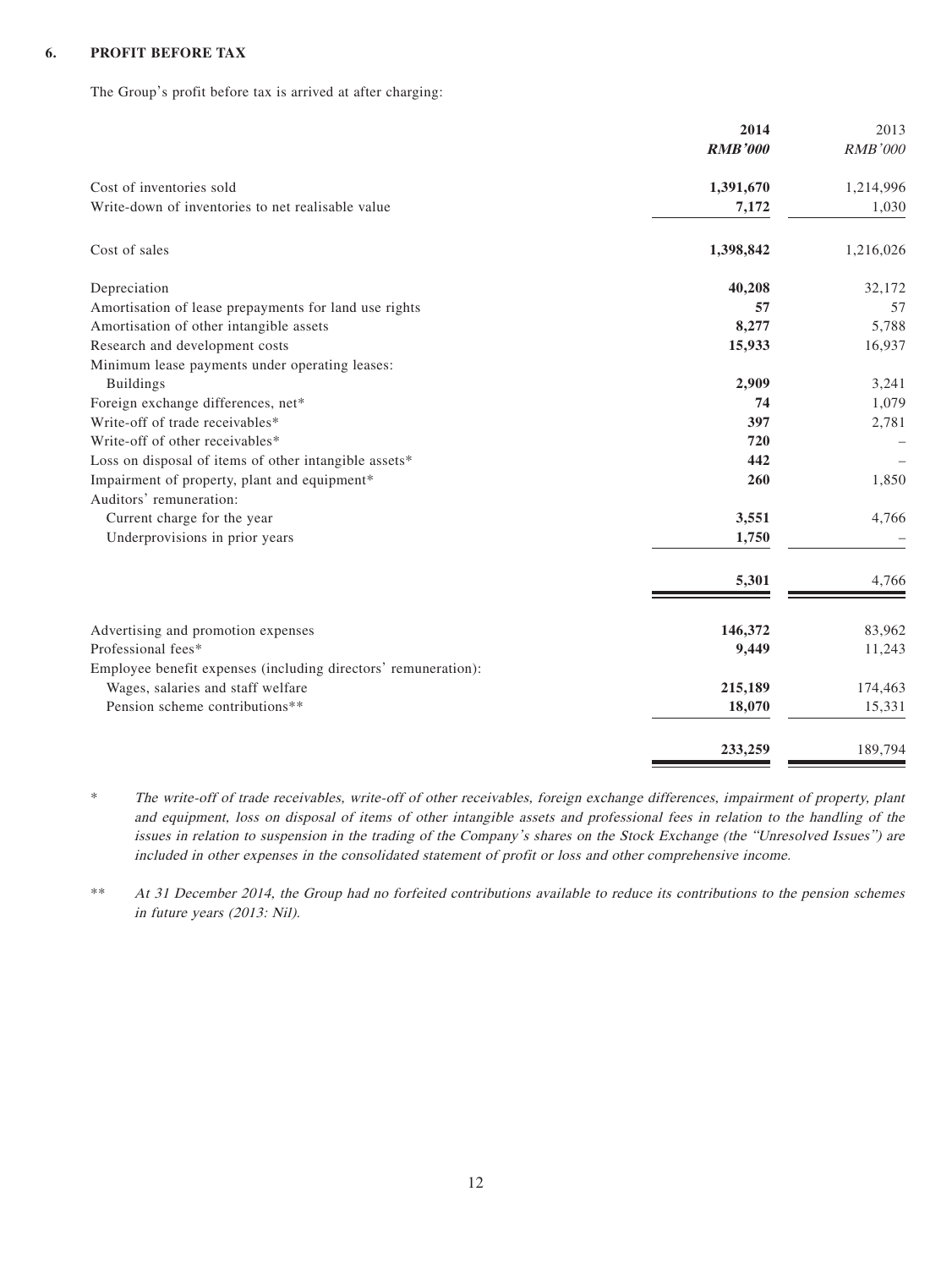## 6. PROFIT BEFORE TAX

The Group's profit before tax is arrived at after charging:

| | **2014** | 2013 |
|---|---|---|
| | ***RMB'000*** | *RMB'000* |
| Cost of inventories sold | **1,391,670** | 1,214,996 |
| Write-down of inventories to net realisable value | **7,172** | 1,030 |
| Cost of sales | **1,398,842** | 1,216,026 |
| Depreciation | **40,208** | 32,172 |
| Amortisation of lease prepayments for land use rights | **57** | 57 |
| Amortisation of other intangible assets | **8,277** | 5,788 |
| Research and development costs | **15,933** | 16,937 |
| Minimum lease payments under operating leases: | | |
| Buildings | **2,909** | 3,241 |
| Foreign exchange differences, net* | **74** | 1,079 |
| Write-off of trade receivables* | **397** | 2,781 |
| Write-off of other receivables* | **720** | – |
| Loss on disposal of items of other intangible assets* | **442** | – |
| Impairment of property, plant and equipment* | **260** | 1,850 |
| Auditors' remuneration: | | |
| Current charge for the year | **3,551** | 4,766 |
| Underprovisions in prior years | **1,750** | – |
| | **5,301** | 4,766 |
| Advertising and promotion expenses | **146,372** | 83,962 |
| Professional fees* | **9,449** | 11,243 |
| Employee benefit expenses (including directors' remuneration): | | |
| Wages, salaries and staff welfare | **215,189** | 174,463 |
| Pension scheme contributions** | **18,070** | 15,331 |
| | **233,259** | 189,794 |

\* *The write-off of trade receivables, write-off of other receivables, foreign exchange differences, impairment of property, plant and equipment, loss on disposal of items of other intangible assets and professional fees in relation to the handling of the issues in relation to suspension in the trading of the Company's shares on the Stock Exchange (the "Unresolved Issues") are included in other expenses in the consolidated statement of profit or loss and other comprehensive income.*

\*\* *At 31 December 2014, the Group had no forfeited contributions available to reduce its contributions to the pension schemes in future years (2013: Nil).*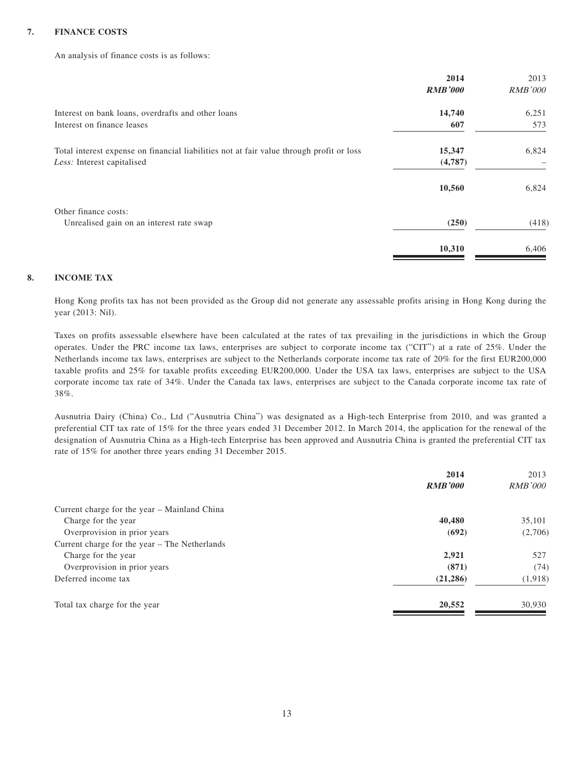## 7. FINANCE COSTS

An analysis of finance costs is as follows:

| | **2014** | 2013 |
|---|---|---|
| | ***RMB'000*** | *RMB'000* |
| Interest on bank loans, overdrafts and other loans | **14,740** | 6,251 |
| Interest on finance leases | **607** | 573 |
| Total interest expense on financial liabilities not at fair value through profit or loss | **15,347** | 6,824 |
| *Less:* Interest capitalised | **(4,787)** | – |
| | **10,560** | 6,824 |
| Other finance costs: | | |
| Unrealised gain on an interest rate swap | **(250)** | (418) |
| | **10,310** | 6,406 |

## 8. INCOME TAX

Hong Kong profits tax has not been provided as the Group did not generate any assessable profits arising in Hong Kong during the year (2013: Nil).

Taxes on profits assessable elsewhere have been calculated at the rates of tax prevailing in the jurisdictions in which the Group operates. Under the PRC income tax laws, enterprises are subject to corporate income tax ("CIT") at a rate of 25%. Under the Netherlands income tax laws, enterprises are subject to the Netherlands corporate income tax rate of 20% for the first EUR200,000 taxable profits and 25% for taxable profits exceeding EUR200,000. Under the USA tax laws, enterprises are subject to the USA corporate income tax rate of 34%. Under the Canada tax laws, enterprises are subject to the Canada corporate income tax rate of 38%.

Ausnutria Dairy (China) Co., Ltd ("Ausnutria China") was designated as a High-tech Enterprise from 2010, and was granted a preferential CIT tax rate of 15% for the three years ended 31 December 2012. In March 2014, the application for the renewal of the designation of Ausnutria China as a High-tech Enterprise has been approved and Ausnutria China is granted the preferential CIT tax rate of 15% for another three years ending 31 December 2015.

| | **2014** | 2013 |
|---|---|---|
| | ***RMB'000*** | *RMB'000* |
| Current charge for the year – Mainland China | | |
| Charge for the year | **40,480** | 35,101 |
| Overprovision in prior years | **(692)** | (2,706) |
| Current charge for the year – The Netherlands | | |
| Charge for the year | **2,921** | 527 |
| Overprovision in prior years | **(871)** | (74) |
| Deferred income tax | **(21,286)** | (1,918) |
| Total tax charge for the year | **20,552** | 30,930 |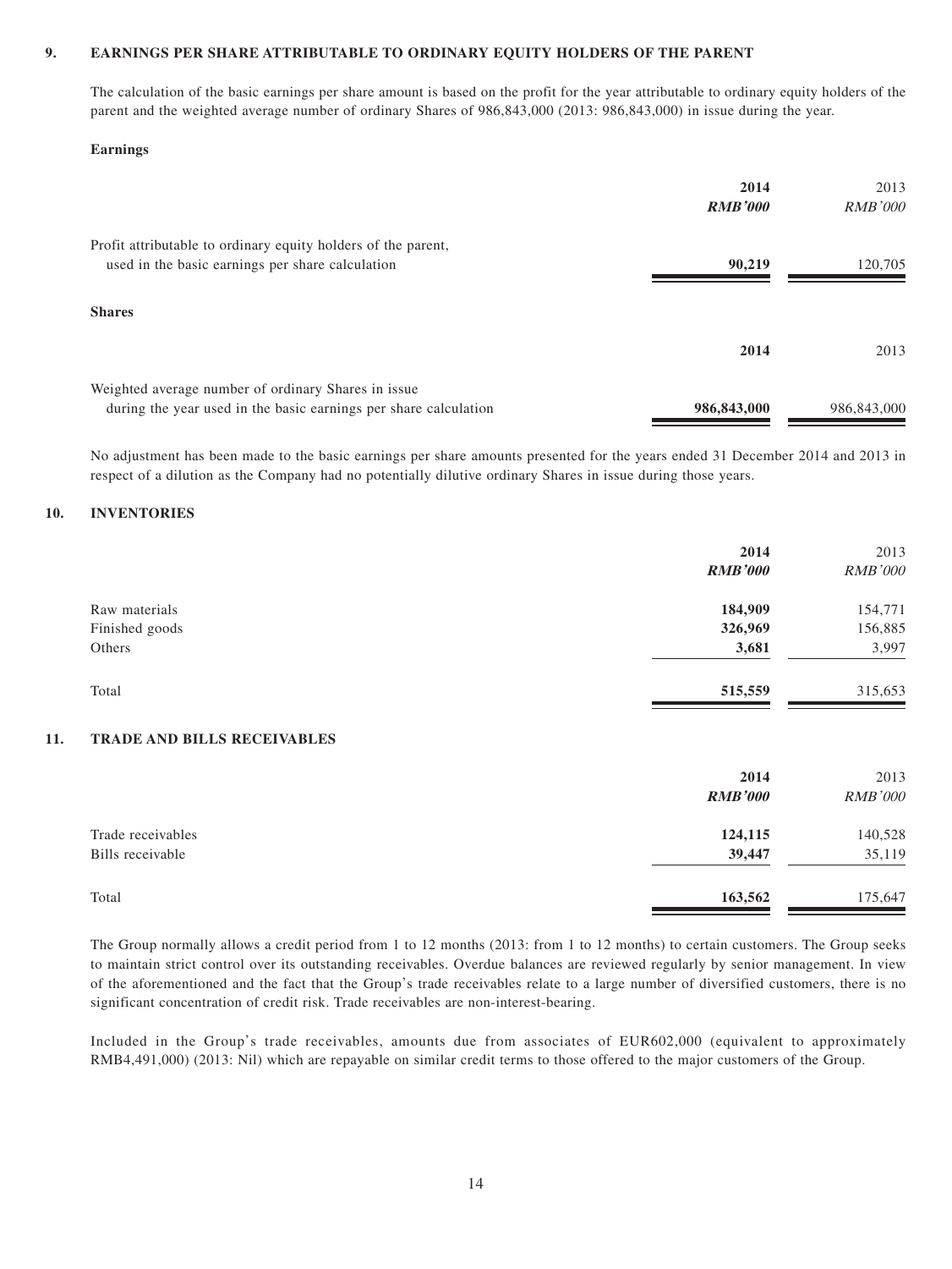## 9. EARNINGS PER SHARE ATTRIBUTABLE TO ORDINARY EQUITY HOLDERS OF THE PARENT

The calculation of the basic earnings per share amount is based on the profit for the year attributable to ordinary equity holders of the parent and the weighted average number of ordinary Shares of 986,843,000 (2013: 986,843,000) in issue during the year.

**Earnings**

| | **2014** | 2013 |
|---|---|---|
| | ***RMB'000*** | *RMB'000* |
| Profit attributable to ordinary equity holders of the parent, used in the basic earnings per share calculation | **90,219** | 120,705 |

**Shares**

| | **2014** | 2013 |
|---|---|---|
| Weighted average number of ordinary Shares in issue during the year used in the basic earnings per share calculation | **986,843,000** | 986,843,000 |

No adjustment has been made to the basic earnings per share amounts presented for the years ended 31 December 2014 and 2013 in respect of a dilution as the Company had no potentially dilutive ordinary Shares in issue during those years.

## 10. INVENTORIES

| | **2014** | 2013 |
|---|---|---|
| | ***RMB'000*** | *RMB'000* |
| Raw materials | **184,909** | 154,771 |
| Finished goods | **326,969** | 156,885 |
| Others | **3,681** | 3,997 |
| Total | **515,559** | 315,653 |

## 11. TRADE AND BILLS RECEIVABLES

| | **2014** | 2013 |
|---|---|---|
| | ***RMB'000*** | *RMB'000* |
| Trade receivables | **124,115** | 140,528 |
| Bills receivable | **39,447** | 35,119 |
| Total | **163,562** | 175,647 |

The Group normally allows a credit period from 1 to 12 months (2013: from 1 to 12 months) to certain customers. The Group seeks to maintain strict control over its outstanding receivables. Overdue balances are reviewed regularly by senior management. In view of the aforementioned and the fact that the Group's trade receivables relate to a large number of diversified customers, there is no significant concentration of credit risk. Trade receivables are non-interest-bearing.

Included in the Group's trade receivables, amounts due from associates of EUR602,000 (equivalent to approximately RMB4,491,000) (2013: Nil) which are repayable on similar credit terms to those offered to the major customers of the Group.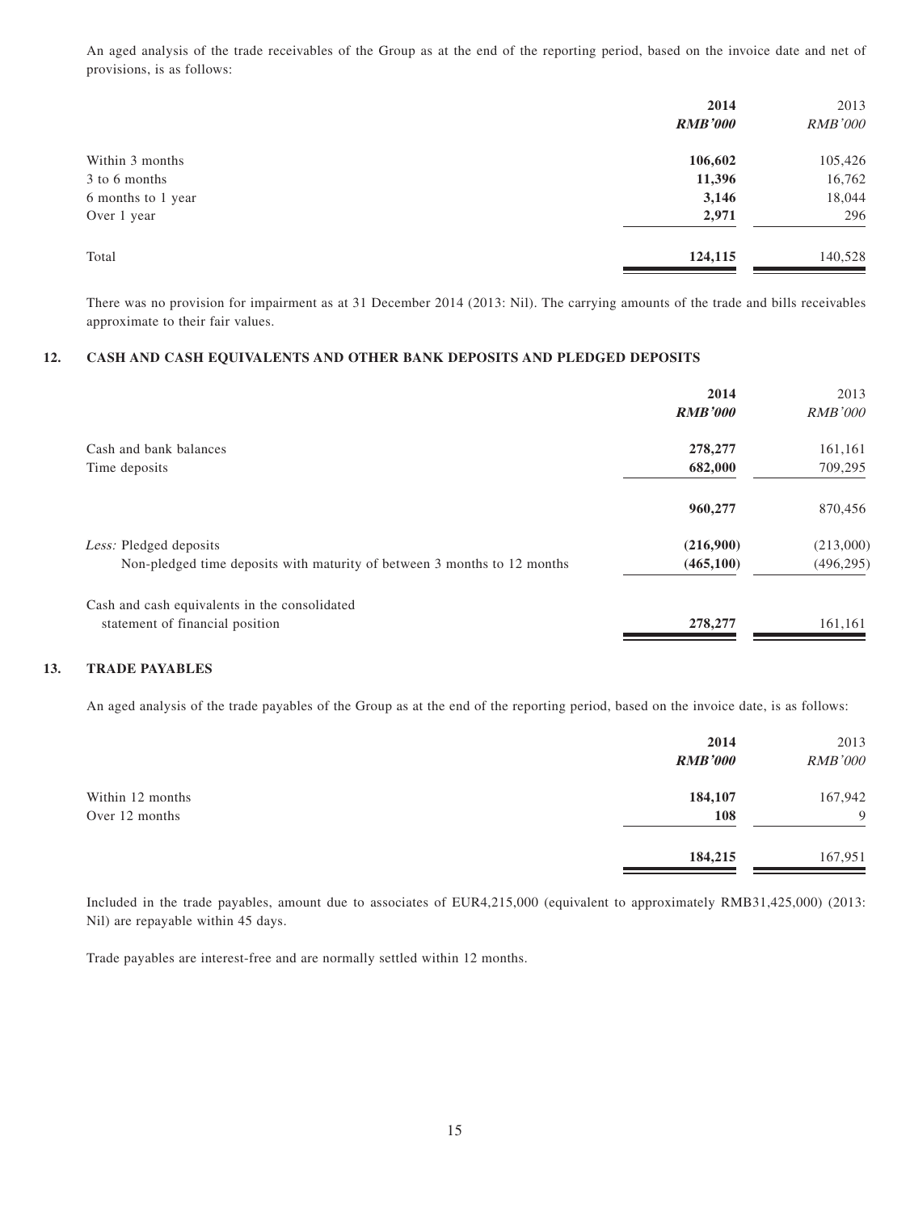An aged analysis of the trade receivables of the Group as at the end of the reporting period, based on the invoice date and net of provisions, is as follows:

| | **2014** | 2013 |
|---|---|---|
| | ***RMB'000*** | *RMB'000* |
| Within 3 months | **106,602** | 105,426 |
| 3 to 6 months | **11,396** | 16,762 |
| 6 months to 1 year | **3,146** | 18,044 |
| Over 1 year | **2,971** | 296 |
| Total | **124,115** | 140,528 |

There was no provision for impairment as at 31 December 2014 (2013: Nil). The carrying amounts of the trade and bills receivables approximate to their fair values.

## 12. CASH AND CASH EQUIVALENTS AND OTHER BANK DEPOSITS AND PLEDGED DEPOSITS

| | **2014** | 2013 |
|---|---|---|
| | ***RMB'000*** | *RMB'000* |
| Cash and bank balances | **278,277** | 161,161 |
| Time deposits | **682,000** | 709,295 |
| | **960,277** | 870,456 |
| *Less:* Pledged deposits | **(216,900)** | (213,000) |
| Non-pledged time deposits with maturity of between 3 months to 12 months | **(465,100)** | (496,295) |
| Cash and cash equivalents in the consolidated statement of financial position | **278,277** | 161,161 |

## 13. TRADE PAYABLES

An aged analysis of the trade payables of the Group as at the end of the reporting period, based on the invoice date, is as follows:

| | **2014** | 2013 |
|---|---|---|
| | ***RMB'000*** | *RMB'000* |
| Within 12 months | **184,107** | 167,942 |
| Over 12 months | **108** | 9 |
| | **184,215** | 167,951 |

Included in the trade payables, amount due to associates of EUR4,215,000 (equivalent to approximately RMB31,425,000) (2013: Nil) are repayable within 45 days.

Trade payables are interest-free and are normally settled within 12 months.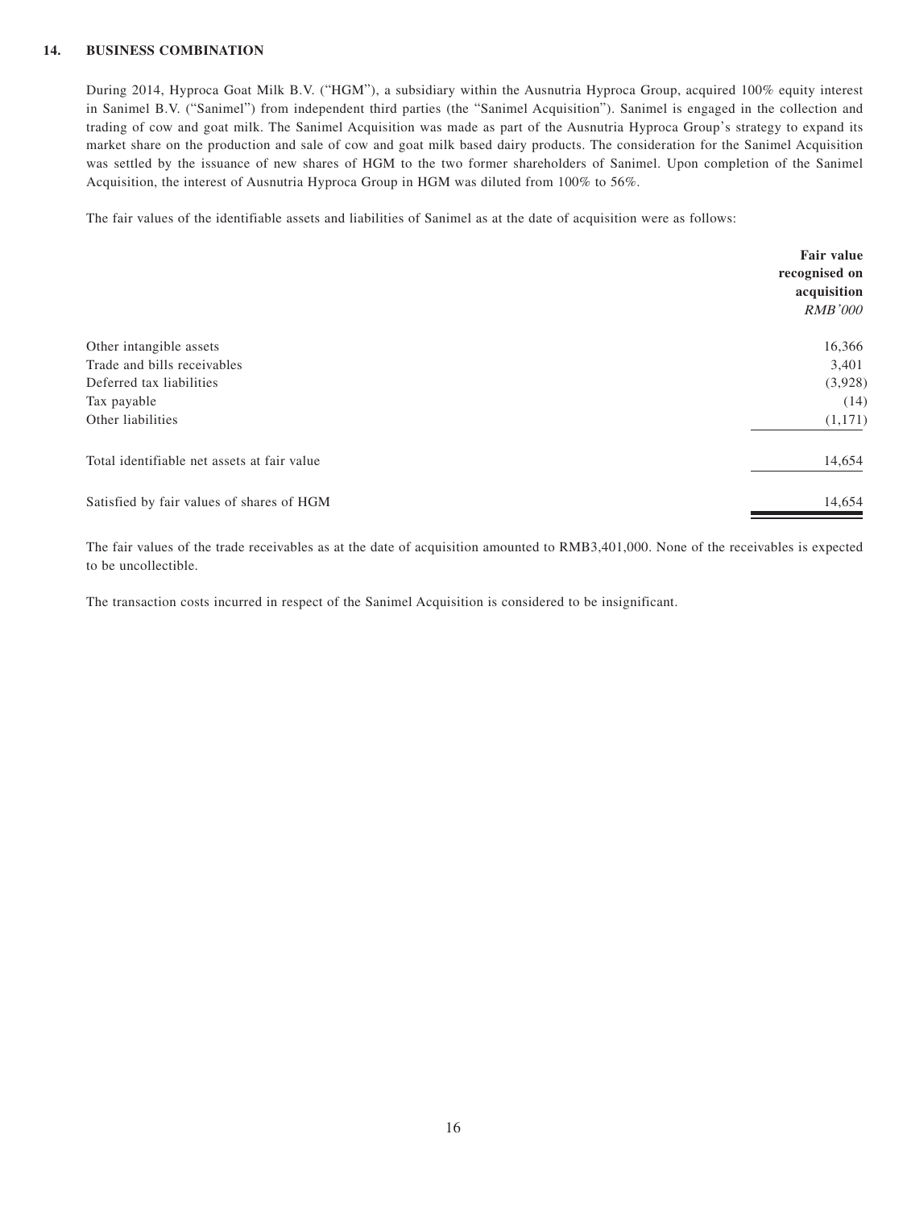## 14. BUSINESS COMBINATION

During 2014, Hyproca Goat Milk B.V. ("HGM"), a subsidiary within the Ausnutria Hyproca Group, acquired 100% equity interest in Sanimel B.V. ("Sanimel") from independent third parties (the "Sanimel Acquisition"). Sanimel is engaged in the collection and trading of cow and goat milk. The Sanimel Acquisition was made as part of the Ausnutria Hyproca Group's strategy to expand its market share on the production and sale of cow and goat milk based dairy products. The consideration for the Sanimel Acquisition was settled by the issuance of new shares of HGM to the two former shareholders of Sanimel. Upon completion of the Sanimel Acquisition, the interest of Ausnutria Hyproca Group in HGM was diluted from 100% to 56%.

The fair values of the identifiable assets and liabilities of Sanimel as at the date of acquisition were as follows:

| | **Fair value recognised on acquisition** |
|---|---|
| | *RMB'000* |
| Other intangible assets | 16,366 |
| Trade and bills receivables | 3,401 |
| Deferred tax liabilities | (3,928) |
| Tax payable | (14) |
| Other liabilities | (1,171) |
| Total identifiable net assets at fair value | 14,654 |
| Satisfied by fair values of shares of HGM | 14,654 |

The fair values of the trade receivables as at the date of acquisition amounted to RMB3,401,000. None of the receivables is expected to be uncollectible.

The transaction costs incurred in respect of the Sanimel Acquisition is considered to be insignificant.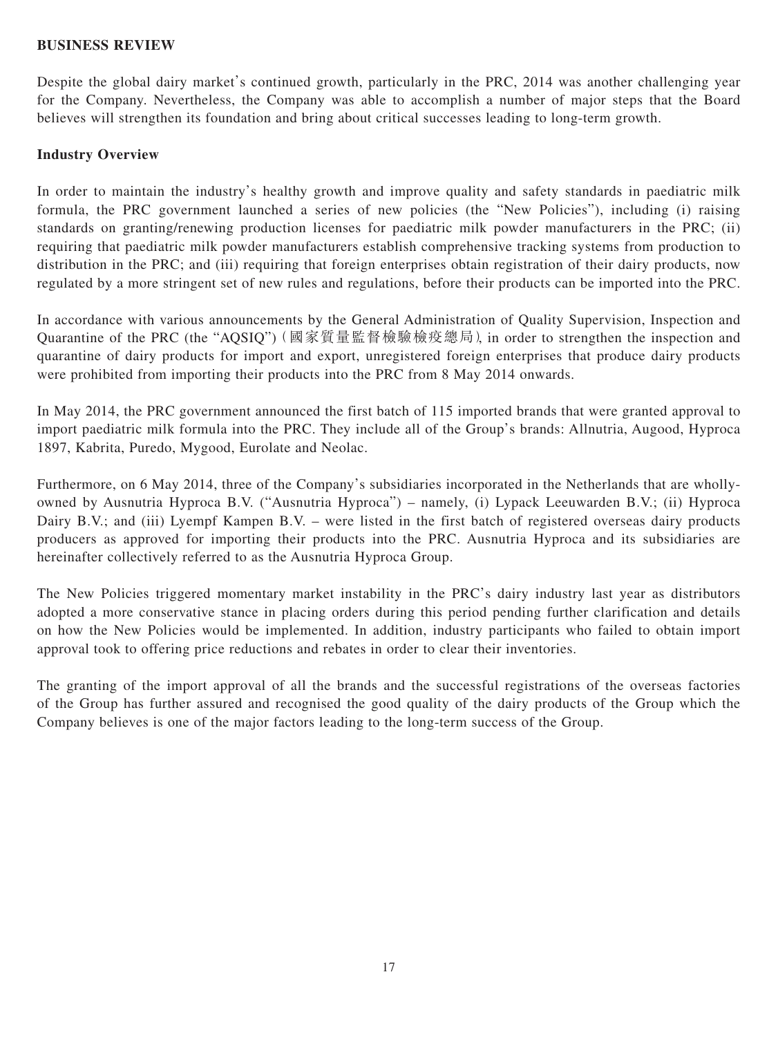## BUSINESS REVIEW

Despite the global dairy market's continued growth, particularly in the PRC, 2014 was another challenging year for the Company. Nevertheless, the Company was able to accomplish a number of major steps that the Board believes will strengthen its foundation and bring about critical successes leading to long-term growth.

### Industry Overview

In order to maintain the industry's healthy growth and improve quality and safety standards in paediatric milk formula, the PRC government launched a series of new policies (the "New Policies"), including (i) raising standards on granting/renewing production licenses for paediatric milk powder manufacturers in the PRC; (ii) requiring that paediatric milk powder manufacturers establish comprehensive tracking systems from production to distribution in the PRC; and (iii) requiring that foreign enterprises obtain registration of their dairy products, now regulated by a more stringent set of new rules and regulations, before their products can be imported into the PRC.

In accordance with various announcements by the General Administration of Quality Supervision, Inspection and Quarantine of the PRC (the "AQSIQ") (國家質量監督檢驗檢疫總局), in order to strengthen the inspection and quarantine of dairy products for import and export, unregistered foreign enterprises that produce dairy products were prohibited from importing their products into the PRC from 8 May 2014 onwards.

In May 2014, the PRC government announced the first batch of 115 imported brands that were granted approval to import paediatric milk formula into the PRC. They include all of the Group's brands: Allnutria, Augood, Hyproca 1897, Kabrita, Puredo, Mygood, Eurolate and Neolac.

Furthermore, on 6 May 2014, three of the Company's subsidiaries incorporated in the Netherlands that are wholly-owned by Ausnutria Hyproca B.V. ("Ausnutria Hyproca") – namely, (i) Lypack Leeuwarden B.V.; (ii) Hyproca Dairy B.V.; and (iii) Lyempf Kampen B.V. – were listed in the first batch of registered overseas dairy products producers as approved for importing their products into the PRC. Ausnutria Hyproca and its subsidiaries are hereinafter collectively referred to as the Ausnutria Hyproca Group.

The New Policies triggered momentary market instability in the PRC's dairy industry last year as distributors adopted a more conservative stance in placing orders during this period pending further clarification and details on how the New Policies would be implemented. In addition, industry participants who failed to obtain import approval took to offering price reductions and rebates in order to clear their inventories.

The granting of the import approval of all the brands and the successful registrations of the overseas factories of the Group has further assured and recognised the good quality of the dairy products of the Group which the Company believes is one of the major factors leading to the long-term success of the Group.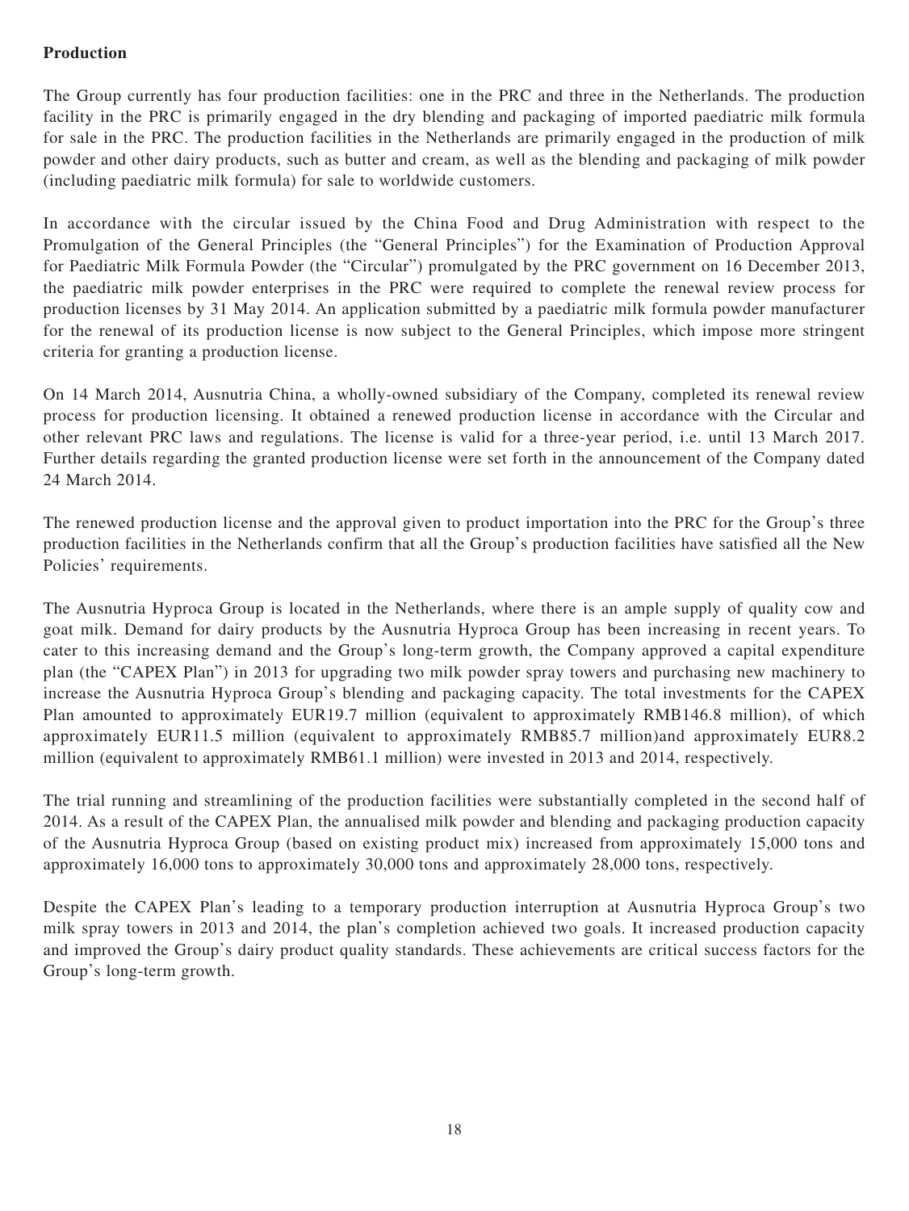**Production**

The Group currently has four production facilities: one in the PRC and three in the Netherlands. The production facility in the PRC is primarily engaged in the dry blending and packaging of imported paediatric milk formula for sale in the PRC. The production facilities in the Netherlands are primarily engaged in the production of milk powder and other dairy products, such as butter and cream, as well as the blending and packaging of milk powder (including paediatric milk formula) for sale to worldwide customers.

In accordance with the circular issued by the China Food and Drug Administration with respect to the Promulgation of the General Principles (the "General Principles") for the Examination of Production Approval for Paediatric Milk Formula Powder (the "Circular") promulgated by the PRC government on 16 December 2013, the paediatric milk powder enterprises in the PRC were required to complete the renewal review process for production licenses by 31 May 2014. An application submitted by a paediatric milk formula powder manufacturer for the renewal of its production license is now subject to the General Principles, which impose more stringent criteria for granting a production license.

On 14 March 2014, Ausnutria China, a wholly-owned subsidiary of the Company, completed its renewal review process for production licensing. It obtained a renewed production license in accordance with the Circular and other relevant PRC laws and regulations. The license is valid for a three-year period, i.e. until 13 March 2017. Further details regarding the granted production license were set forth in the announcement of the Company dated 24 March 2014.

The renewed production license and the approval given to product importation into the PRC for the Group's three production facilities in the Netherlands confirm that all the Group's production facilities have satisfied all the New Policies' requirements.

The Ausnutria Hyproca Group is located in the Netherlands, where there is an ample supply of quality cow and goat milk. Demand for dairy products by the Ausnutria Hyproca Group has been increasing in recent years. To cater to this increasing demand and the Group's long-term growth, the Company approved a capital expenditure plan (the "CAPEX Plan") in 2013 for upgrading two milk powder spray towers and purchasing new machinery to increase the Ausnutria Hyproca Group's blending and packaging capacity. The total investments for the CAPEX Plan amounted to approximately EUR19.7 million (equivalent to approximately RMB146.8 million), of which approximately EUR11.5 million (equivalent to approximately RMB85.7 million)and approximately EUR8.2 million (equivalent to approximately RMB61.1 million) were invested in 2013 and 2014, respectively.

The trial running and streamlining of the production facilities were substantially completed in the second half of 2014. As a result of the CAPEX Plan, the annualised milk powder and blending and packaging production capacity of the Ausnutria Hyproca Group (based on existing product mix) increased from approximately 15,000 tons and approximately 16,000 tons to approximately 30,000 tons and approximately 28,000 tons, respectively.

Despite the CAPEX Plan's leading to a temporary production interruption at Ausnutria Hyproca Group's two milk spray towers in 2013 and 2014, the plan's completion achieved two goals. It increased production capacity and improved the Group's dairy product quality standards. These achievements are critical success factors for the Group's long-term growth.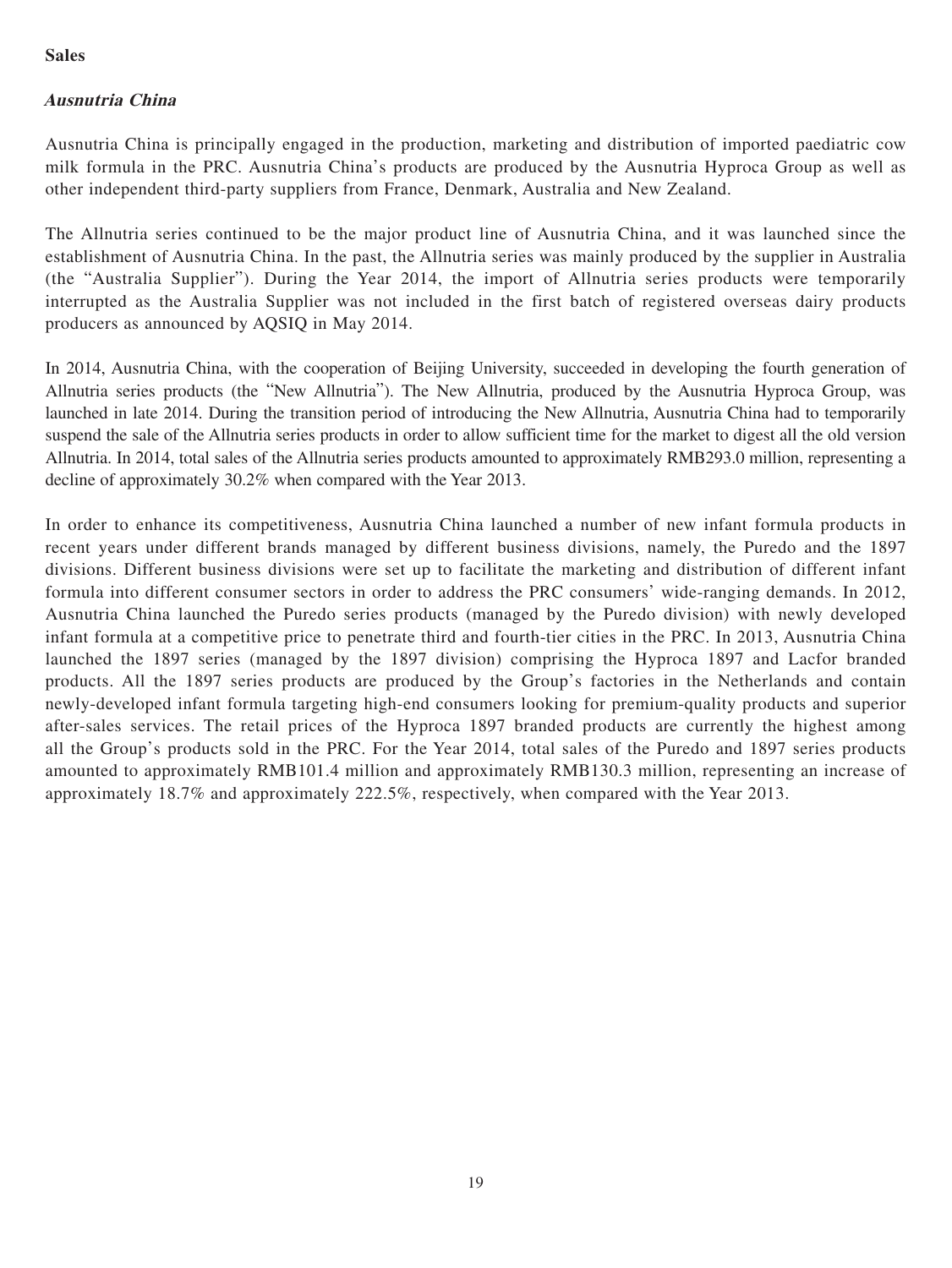**Sales**

***Ausnutria China***

Ausnutria China is principally engaged in the production, marketing and distribution of imported paediatric cow milk formula in the PRC. Ausnutria China's products are produced by the Ausnutria Hyproca Group as well as other independent third-party suppliers from France, Denmark, Australia and New Zealand.

The Allnutria series continued to be the major product line of Ausnutria China, and it was launched since the establishment of Ausnutria China. In the past, the Allnutria series was mainly produced by the supplier in Australia (the "Australia Supplier"). During the Year 2014, the import of Allnutria series products were temporarily interrupted as the Australia Supplier was not included in the first batch of registered overseas dairy products producers as announced by AQSIQ in May 2014.

In 2014, Ausnutria China, with the cooperation of Beijing University, succeeded in developing the fourth generation of Allnutria series products (the "New Allnutria"). The New Allnutria, produced by the Ausnutria Hyproca Group, was launched in late 2014. During the transition period of introducing the New Allnutria, Ausnutria China had to temporarily suspend the sale of the Allnutria series products in order to allow sufficient time for the market to digest all the old version Allnutria. In 2014, total sales of the Allnutria series products amounted to approximately RMB293.0 million, representing a decline of approximately 30.2% when compared with the Year 2013.

In order to enhance its competitiveness, Ausnutria China launched a number of new infant formula products in recent years under different brands managed by different business divisions, namely, the Puredo and the 1897 divisions. Different business divisions were set up to facilitate the marketing and distribution of different infant formula into different consumer sectors in order to address the PRC consumers' wide-ranging demands. In 2012, Ausnutria China launched the Puredo series products (managed by the Puredo division) with newly developed infant formula at a competitive price to penetrate third and fourth-tier cities in the PRC. In 2013, Ausnutria China launched the 1897 series (managed by the 1897 division) comprising the Hyproca 1897 and Lacfor branded products. All the 1897 series products are produced by the Group's factories in the Netherlands and contain newly-developed infant formula targeting high-end consumers looking for premium-quality products and superior after-sales services. The retail prices of the Hyproca 1897 branded products are currently the highest among all the Group's products sold in the PRC. For the Year 2014, total sales of the Puredo and 1897 series products amounted to approximately RMB101.4 million and approximately RMB130.3 million, representing an increase of approximately 18.7% and approximately 222.5%, respectively, when compared with the Year 2013.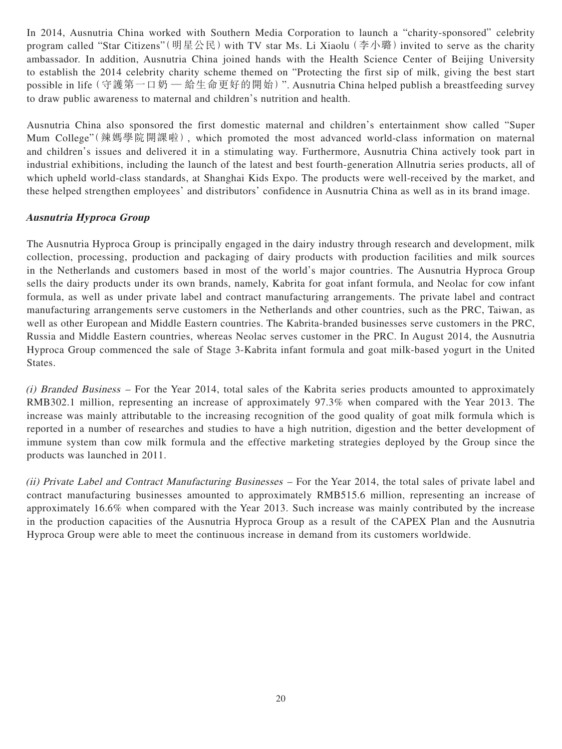In 2014, Ausnutria China worked with Southern Media Corporation to launch a "charity-sponsored" celebrity program called "Star Citizens"(明星公民) with TV star Ms. Li Xiaolu (李小璐) invited to serve as the charity ambassador. In addition, Ausnutria China joined hands with the Health Science Center of Beijing University to establish the 2014 celebrity charity scheme themed on "Protecting the first sip of milk, giving the best start possible in life (守護第一口奶 — 給生命更好的開始)". Ausnutria China helped publish a breastfeeding survey to draw public awareness to maternal and children's nutrition and health.

Ausnutria China also sponsored the first domestic maternal and children's entertainment show called "Super Mum College"(辣媽學院開課啦), which promoted the most advanced world-class information on maternal and children's issues and delivered it in a stimulating way. Furthermore, Ausnutria China actively took part in industrial exhibitions, including the launch of the latest and best fourth-generation Allnutria series products, all of which upheld world-class standards, at Shanghai Kids Expo. The products were well-received by the market, and these helped strengthen employees' and distributors' confidence in Ausnutria China as well as in its brand image.

***Ausnutria Hyproca Group***

The Ausnutria Hyproca Group is principally engaged in the dairy industry through research and development, milk collection, processing, production and packaging of dairy products with production facilities and milk sources in the Netherlands and customers based in most of the world's major countries. The Ausnutria Hyproca Group sells the dairy products under its own brands, namely, Kabrita for goat infant formula, and Neolac for cow infant formula, as well as under private label and contract manufacturing arrangements. The private label and contract manufacturing arrangements serve customers in the Netherlands and other countries, such as the PRC, Taiwan, as well as other European and Middle Eastern countries. The Kabrita-branded businesses serve customers in the PRC, Russia and Middle Eastern countries, whereas Neolac serves customer in the PRC. In August 2014, the Ausnutria Hyproca Group commenced the sale of Stage 3-Kabrita infant formula and goat milk-based yogurt in the United States.

*(i) Branded Business* – For the Year 2014, total sales of the Kabrita series products amounted to approximately RMB302.1 million, representing an increase of approximately 97.3% when compared with the Year 2013. The increase was mainly attributable to the increasing recognition of the good quality of goat milk formula which is reported in a number of researches and studies to have a high nutrition, digestion and the better development of immune system than cow milk formula and the effective marketing strategies deployed by the Group since the products was launched in 2011.

*(ii) Private Label and Contract Manufacturing Businesses* – For the Year 2014, the total sales of private label and contract manufacturing businesses amounted to approximately RMB515.6 million, representing an increase of approximately 16.6% when compared with the Year 2013. Such increase was mainly contributed by the increase in the production capacities of the Ausnutria Hyproca Group as a result of the CAPEX Plan and the Ausnutria Hyproca Group were able to meet the continuous increase in demand from its customers worldwide.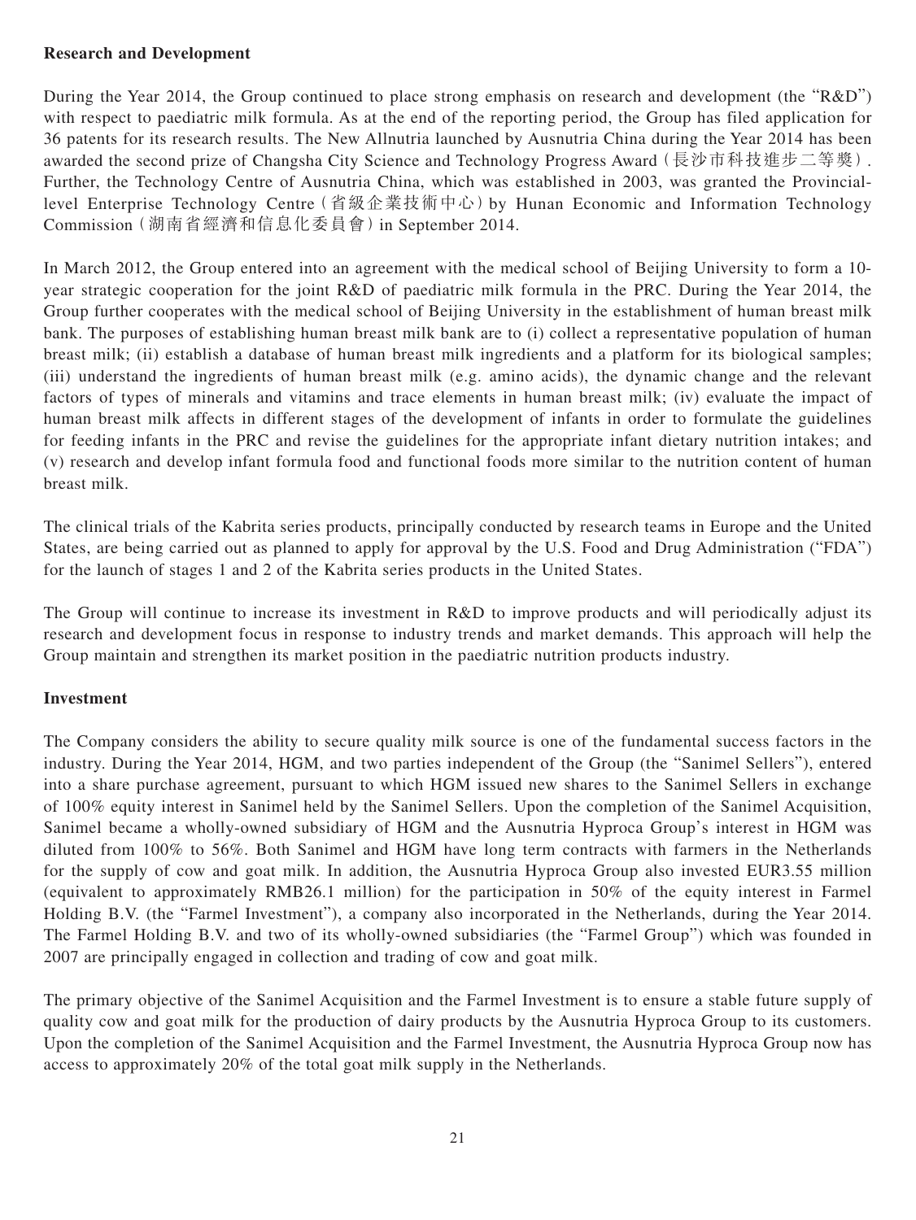**Research and Development**

During the Year 2014, the Group continued to place strong emphasis on research and development (the "R&D") with respect to paediatric milk formula. As at the end of the reporting period, the Group has filed application for 36 patents for its research results. The New Allnutria launched by Ausnutria China during the Year 2014 has been awarded the second prize of Changsha City Science and Technology Progress Award（長沙市科技進步二等獎）. Further, the Technology Centre of Ausnutria China, which was established in 2003, was granted the Provincial-level Enterprise Technology Centre（省級企業技術中心）by Hunan Economic and Information Technology Commission（湖南省經濟和信息化委員會）in September 2014.

In March 2012, the Group entered into an agreement with the medical school of Beijing University to form a 10-year strategic cooperation for the joint R&D of paediatric milk formula in the PRC. During the Year 2014, the Group further cooperates with the medical school of Beijing University in the establishment of human breast milk bank. The purposes of establishing human breast milk bank are to (i) collect a representative population of human breast milk; (ii) establish a database of human breast milk ingredients and a platform for its biological samples; (iii) understand the ingredients of human breast milk (e.g. amino acids), the dynamic change and the relevant factors of types of minerals and vitamins and trace elements in human breast milk; (iv) evaluate the impact of human breast milk affects in different stages of the development of infants in order to formulate the guidelines for feeding infants in the PRC and revise the guidelines for the appropriate infant dietary nutrition intakes; and (v) research and develop infant formula food and functional foods more similar to the nutrition content of human breast milk.

The clinical trials of the Kabrita series products, principally conducted by research teams in Europe and the United States, are being carried out as planned to apply for approval by the U.S. Food and Drug Administration ("FDA") for the launch of stages 1 and 2 of the Kabrita series products in the United States.

The Group will continue to increase its investment in R&D to improve products and will periodically adjust its research and development focus in response to industry trends and market demands. This approach will help the Group maintain and strengthen its market position in the paediatric nutrition products industry.

**Investment**

The Company considers the ability to secure quality milk source is one of the fundamental success factors in the industry. During the Year 2014, HGM, and two parties independent of the Group (the "Sanimel Sellers"), entered into a share purchase agreement, pursuant to which HGM issued new shares to the Sanimel Sellers in exchange of 100% equity interest in Sanimel held by the Sanimel Sellers. Upon the completion of the Sanimel Acquisition, Sanimel became a wholly-owned subsidiary of HGM and the Ausnutria Hyproca Group's interest in HGM was diluted from 100% to 56%. Both Sanimel and HGM have long term contracts with farmers in the Netherlands for the supply of cow and goat milk. In addition, the Ausnutria Hyproca Group also invested EUR3.55 million (equivalent to approximately RMB26.1 million) for the participation in 50% of the equity interest in Farmel Holding B.V. (the "Farmel Investment"), a company also incorporated in the Netherlands, during the Year 2014. The Farmel Holding B.V. and two of its wholly-owned subsidiaries (the "Farmel Group") which was founded in 2007 are principally engaged in collection and trading of cow and goat milk.

The primary objective of the Sanimel Acquisition and the Farmel Investment is to ensure a stable future supply of quality cow and goat milk for the production of dairy products by the Ausnutria Hyproca Group to its customers. Upon the completion of the Sanimel Acquisition and the Farmel Investment, the Ausnutria Hyproca Group now has access to approximately 20% of the total goat milk supply in the Netherlands.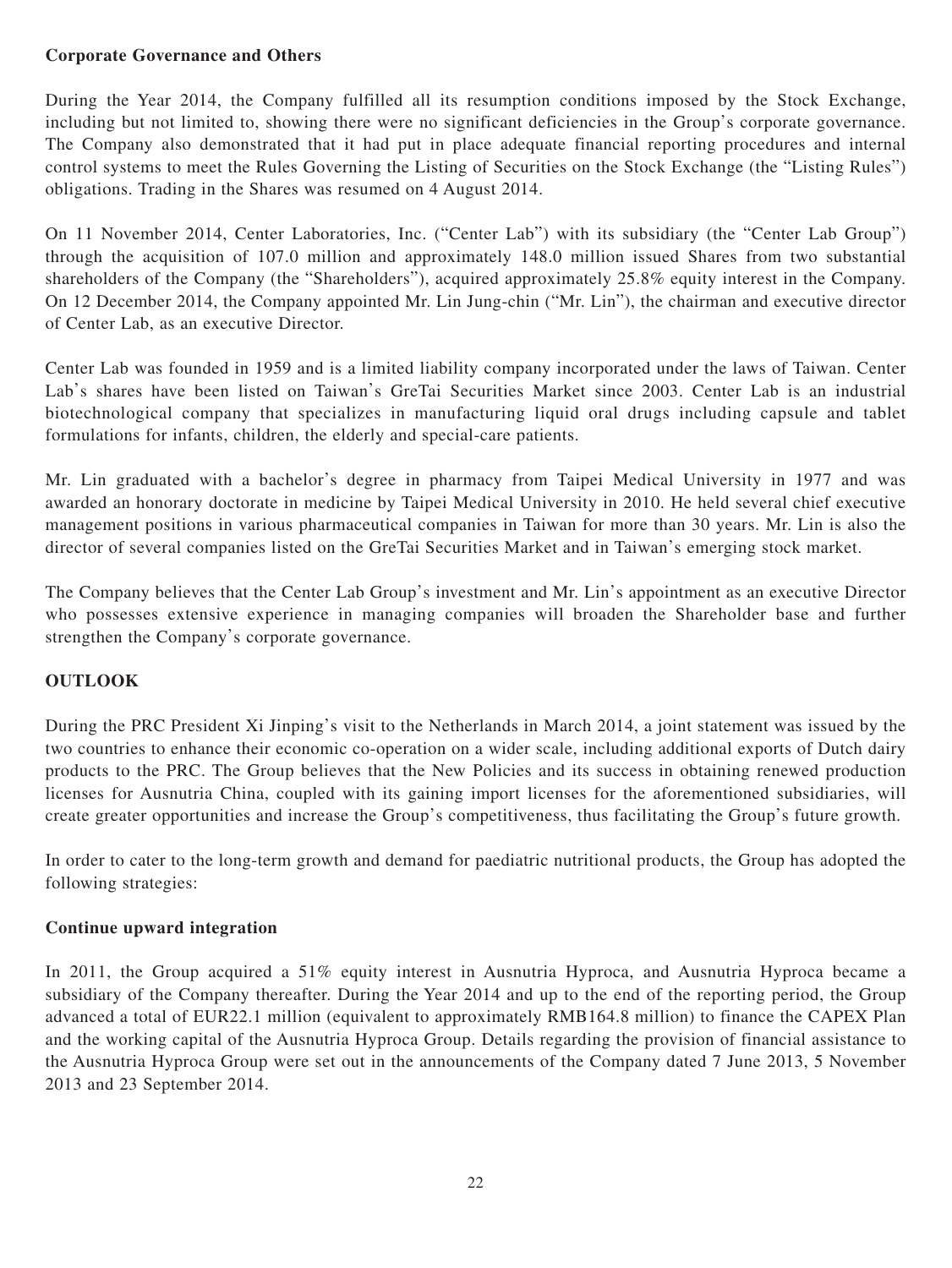**Corporate Governance and Others**

During the Year 2014, the Company fulfilled all its resumption conditions imposed by the Stock Exchange, including but not limited to, showing there were no significant deficiencies in the Group's corporate governance. The Company also demonstrated that it had put in place adequate financial reporting procedures and internal control systems to meet the Rules Governing the Listing of Securities on the Stock Exchange (the "Listing Rules") obligations. Trading in the Shares was resumed on 4 August 2014.

On 11 November 2014, Center Laboratories, Inc. ("Center Lab") with its subsidiary (the "Center Lab Group") through the acquisition of 107.0 million and approximately 148.0 million issued Shares from two substantial shareholders of the Company (the "Shareholders"), acquired approximately 25.8% equity interest in the Company. On 12 December 2014, the Company appointed Mr. Lin Jung-chin ("Mr. Lin"), the chairman and executive director of Center Lab, as an executive Director.

Center Lab was founded in 1959 and is a limited liability company incorporated under the laws of Taiwan. Center Lab's shares have been listed on Taiwan's GreTai Securities Market since 2003. Center Lab is an industrial biotechnological company that specializes in manufacturing liquid oral drugs including capsule and tablet formulations for infants, children, the elderly and special-care patients.

Mr. Lin graduated with a bachelor's degree in pharmacy from Taipei Medical University in 1977 and was awarded an honorary doctorate in medicine by Taipei Medical University in 2010. He held several chief executive management positions in various pharmaceutical companies in Taiwan for more than 30 years. Mr. Lin is also the director of several companies listed on the GreTai Securities Market and in Taiwan's emerging stock market.

The Company believes that the Center Lab Group's investment and Mr. Lin's appointment as an executive Director who possesses extensive experience in managing companies will broaden the Shareholder base and further strengthen the Company's corporate governance.

## OUTLOOK

During the PRC President Xi Jinping's visit to the Netherlands in March 2014, a joint statement was issued by the two countries to enhance their economic co-operation on a wider scale, including additional exports of Dutch dairy products to the PRC. The Group believes that the New Policies and its success in obtaining renewed production licenses for Ausnutria China, coupled with its gaining import licenses for the aforementioned subsidiaries, will create greater opportunities and increase the Group's competitiveness, thus facilitating the Group's future growth.

In order to cater to the long-term growth and demand for paediatric nutritional products, the Group has adopted the following strategies:

**Continue upward integration**

In 2011, the Group acquired a 51% equity interest in Ausnutria Hyproca, and Ausnutria Hyproca became a subsidiary of the Company thereafter. During the Year 2014 and up to the end of the reporting period, the Group advanced a total of EUR22.1 million (equivalent to approximately RMB164.8 million) to finance the CAPEX Plan and the working capital of the Ausnutria Hyproca Group. Details regarding the provision of financial assistance to the Ausnutria Hyproca Group were set out in the announcements of the Company dated 7 June 2013, 5 November 2013 and 23 September 2014.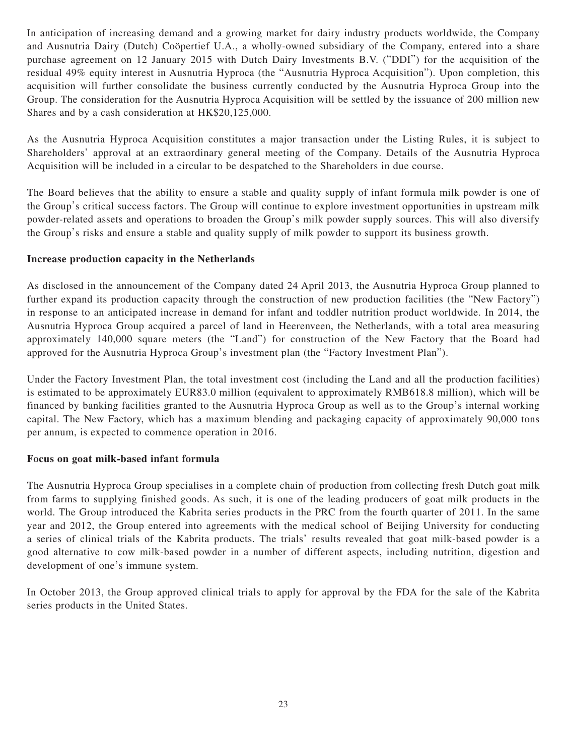In anticipation of increasing demand and a growing market for dairy industry products worldwide, the Company and Ausnutria Dairy (Dutch) Coöpertief U.A., a wholly-owned subsidiary of the Company, entered into a share purchase agreement on 12 January 2015 with Dutch Dairy Investments B.V. ("DDI") for the acquisition of the residual 49% equity interest in Ausnutria Hyproca (the "Ausnutria Hyproca Acquisition"). Upon completion, this acquisition will further consolidate the business currently conducted by the Ausnutria Hyproca Group into the Group. The consideration for the Ausnutria Hyproca Acquisition will be settled by the issuance of 200 million new Shares and by a cash consideration at HK$20,125,000.

As the Ausnutria Hyproca Acquisition constitutes a major transaction under the Listing Rules, it is subject to Shareholders' approval at an extraordinary general meeting of the Company. Details of the Ausnutria Hyproca Acquisition will be included in a circular to be despatched to the Shareholders in due course.

The Board believes that the ability to ensure a stable and quality supply of infant formula milk powder is one of the Group's critical success factors. The Group will continue to explore investment opportunities in upstream milk powder-related assets and operations to broaden the Group's milk powder supply sources. This will also diversify the Group's risks and ensure a stable and quality supply of milk powder to support its business growth.

**Increase production capacity in the Netherlands**

As disclosed in the announcement of the Company dated 24 April 2013, the Ausnutria Hyproca Group planned to further expand its production capacity through the construction of new production facilities (the "New Factory") in response to an anticipated increase in demand for infant and toddler nutrition product worldwide. In 2014, the Ausnutria Hyproca Group acquired a parcel of land in Heerenveen, the Netherlands, with a total area measuring approximately 140,000 square meters (the "Land") for construction of the New Factory that the Board had approved for the Ausnutria Hyproca Group's investment plan (the "Factory Investment Plan").

Under the Factory Investment Plan, the total investment cost (including the Land and all the production facilities) is estimated to be approximately EUR83.0 million (equivalent to approximately RMB618.8 million), which will be financed by banking facilities granted to the Ausnutria Hyproca Group as well as to the Group's internal working capital. The New Factory, which has a maximum blending and packaging capacity of approximately 90,000 tons per annum, is expected to commence operation in 2016.

**Focus on goat milk-based infant formula**

The Ausnutria Hyproca Group specialises in a complete chain of production from collecting fresh Dutch goat milk from farms to supplying finished goods. As such, it is one of the leading producers of goat milk products in the world. The Group introduced the Kabrita series products in the PRC from the fourth quarter of 2011. In the same year and 2012, the Group entered into agreements with the medical school of Beijing University for conducting a series of clinical trials of the Kabrita products. The trials' results revealed that goat milk-based powder is a good alternative to cow milk-based powder in a number of different aspects, including nutrition, digestion and development of one's immune system.

In October 2013, the Group approved clinical trials to apply for approval by the FDA for the sale of the Kabrita series products in the United States.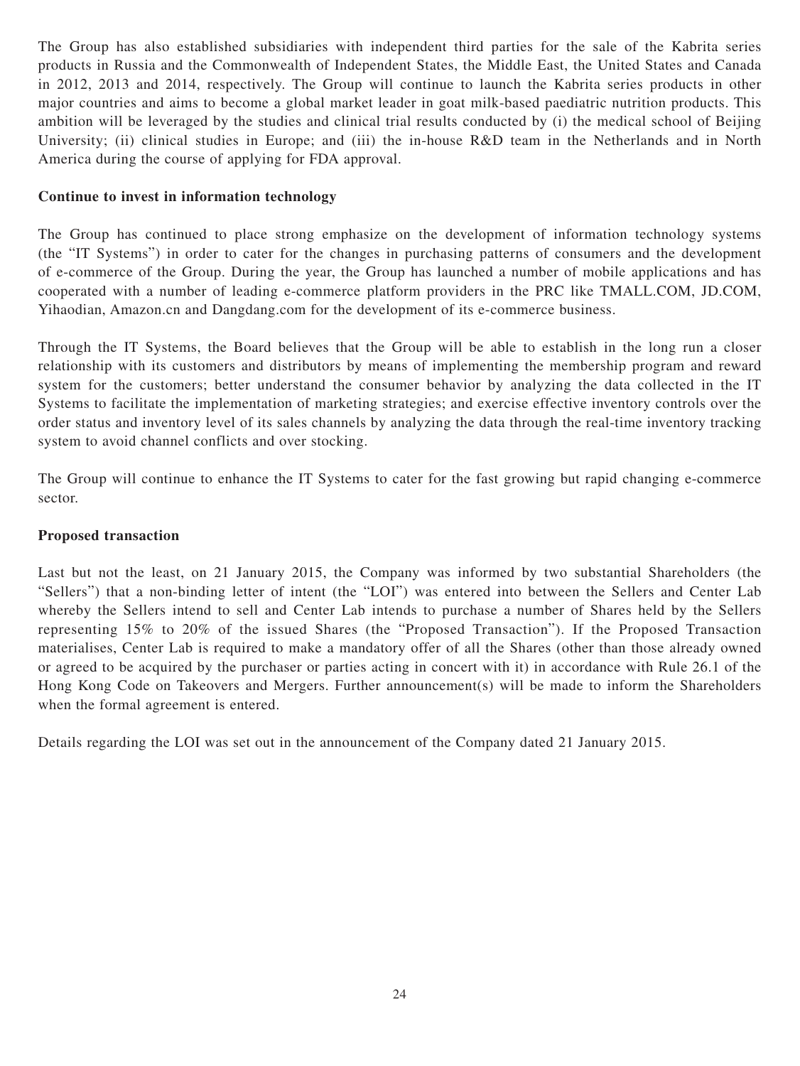The Group has also established subsidiaries with independent third parties for the sale of the Kabrita series products in Russia and the Commonwealth of Independent States, the Middle East, the United States and Canada in 2012, 2013 and 2014, respectively. The Group will continue to launch the Kabrita series products in other major countries and aims to become a global market leader in goat milk-based paediatric nutrition products. This ambition will be leveraged by the studies and clinical trial results conducted by (i) the medical school of Beijing University; (ii) clinical studies in Europe; and (iii) the in-house R&D team in the Netherlands and in North America during the course of applying for FDA approval.

**Continue to invest in information technology**

The Group has continued to place strong emphasize on the development of information technology systems (the "IT Systems") in order to cater for the changes in purchasing patterns of consumers and the development of e-commerce of the Group. During the year, the Group has launched a number of mobile applications and has cooperated with a number of leading e-commerce platform providers in the PRC like TMALL.COM, JD.COM, Yihaodian, Amazon.cn and Dangdang.com for the development of its e-commerce business.

Through the IT Systems, the Board believes that the Group will be able to establish in the long run a closer relationship with its customers and distributors by means of implementing the membership program and reward system for the customers; better understand the consumer behavior by analyzing the data collected in the IT Systems to facilitate the implementation of marketing strategies; and exercise effective inventory controls over the order status and inventory level of its sales channels by analyzing the data through the real-time inventory tracking system to avoid channel conflicts and over stocking.

The Group will continue to enhance the IT Systems to cater for the fast growing but rapid changing e-commerce sector.

**Proposed transaction**

Last but not the least, on 21 January 2015, the Company was informed by two substantial Shareholders (the "Sellers") that a non-binding letter of intent (the "LOI") was entered into between the Sellers and Center Lab whereby the Sellers intend to sell and Center Lab intends to purchase a number of Shares held by the Sellers representing 15% to 20% of the issued Shares (the "Proposed Transaction"). If the Proposed Transaction materialises, Center Lab is required to make a mandatory offer of all the Shares (other than those already owned or agreed to be acquired by the purchaser or parties acting in concert with it) in accordance with Rule 26.1 of the Hong Kong Code on Takeovers and Mergers. Further announcement(s) will be made to inform the Shareholders when the formal agreement is entered.

Details regarding the LOI was set out in the announcement of the Company dated 21 January 2015.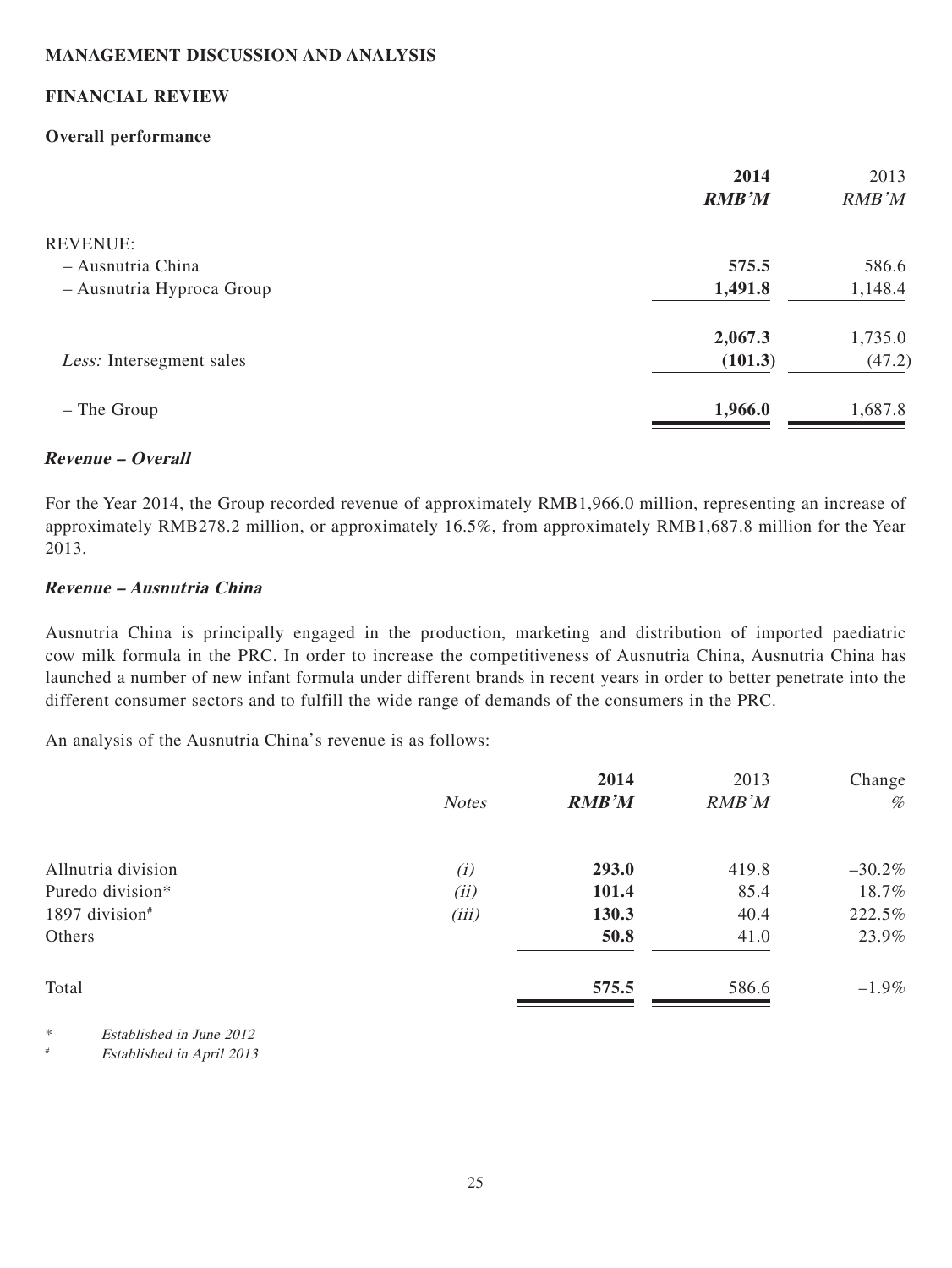## MANAGEMENT DISCUSSION AND ANALYSIS

## FINANCIAL REVIEW

### Overall performance

| | 2014 RMB'M | 2013 RMB'M |
|---|---|---|
| REVENUE: | | |
| – Ausnutria China | **575.5** | 586.6 |
| – Ausnutria Hyproca Group | **1,491.8** | 1,148.4 |
| | **2,067.3** | 1,735.0 |
| *Less:* Intersegment sales | **(101.3)** | (47.2) |
| – The Group | **1,966.0** | 1,687.8 |

***Revenue – Overall***

For the Year 2014, the Group recorded revenue of approximately RMB1,966.0 million, representing an increase of approximately RMB278.2 million, or approximately 16.5%, from approximately RMB1,687.8 million for the Year 2013.

***Revenue – Ausnutria China***

Ausnutria China is principally engaged in the production, marketing and distribution of imported paediatric cow milk formula in the PRC. In order to increase the competitiveness of Ausnutria China, Ausnutria China has launched a number of new infant formula under different brands in recent years in order to better penetrate into the different consumer sectors and to fulfill the wide range of demands of the consumers in the PRC.

An analysis of the Ausnutria China's revenue is as follows:

| | *Notes* | 2014 RMB'M | 2013 RMB'M | Change % |
|---|---|---|---|---|
| Allnutria division | *(i)* | **293.0** | 419.8 | –30.2% |
| Puredo division* | *(ii)* | **101.4** | 85.4 | 18.7% |
| 1897 division# | *(iii)* | **130.3** | 40.4 | 222.5% |
| Others | | **50.8** | 41.0 | 23.9% |
| Total | | **575.5** | 586.6 | –1.9% |

\* *Established in June 2012*

\# *Established in April 2013*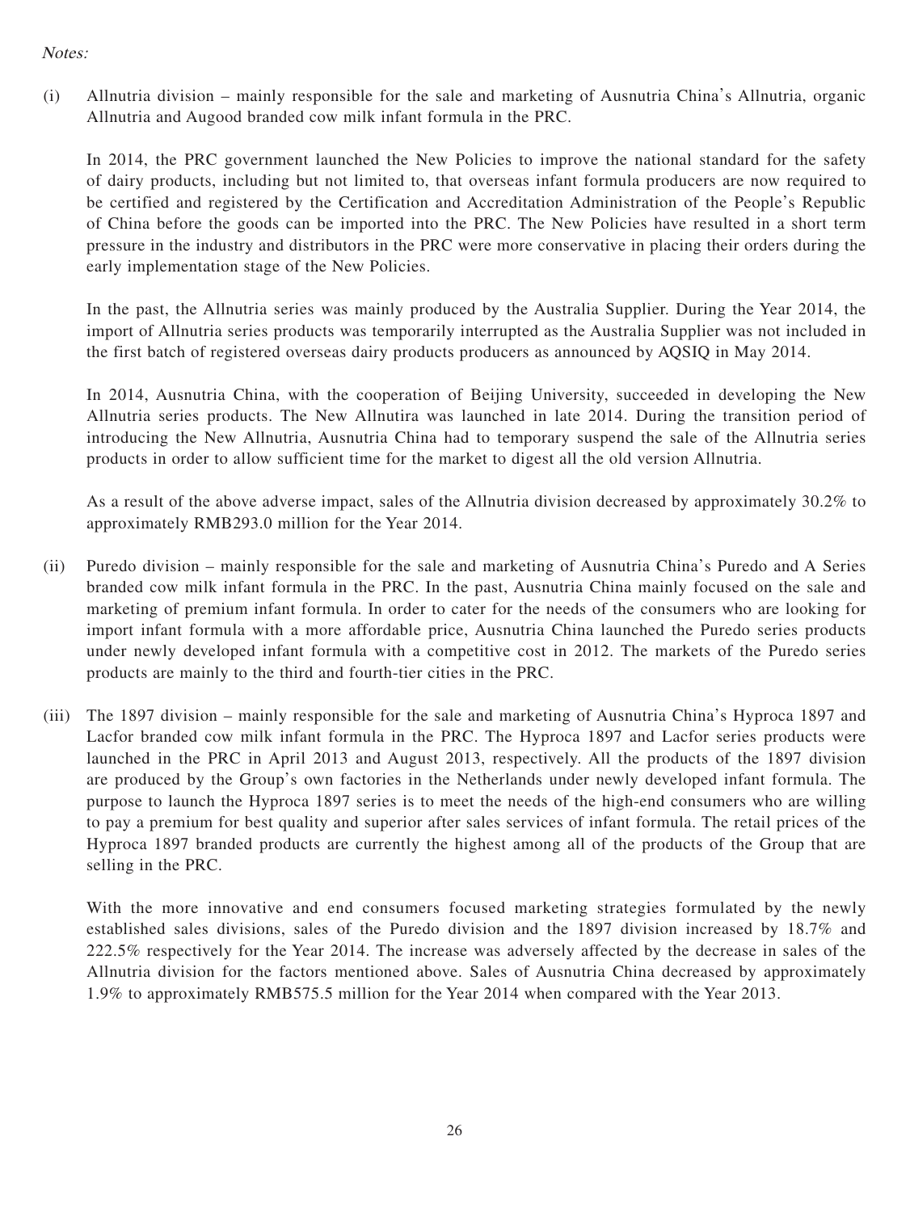*Notes:*

(i) Allnutria division – mainly responsible for the sale and marketing of Ausnutria China's Allnutria, organic Allnutria and Augood branded cow milk infant formula in the PRC.

In 2014, the PRC government launched the New Policies to improve the national standard for the safety of dairy products, including but not limited to, that overseas infant formula producers are now required to be certified and registered by the Certification and Accreditation Administration of the People's Republic of China before the goods can be imported into the PRC. The New Policies have resulted in a short term pressure in the industry and distributors in the PRC were more conservative in placing their orders during the early implementation stage of the New Policies.

In the past, the Allnutria series was mainly produced by the Australia Supplier. During the Year 2014, the import of Allnutria series products was temporarily interrupted as the Australia Supplier was not included in the first batch of registered overseas dairy products producers as announced by AQSIQ in May 2014.

In 2014, Ausnutria China, with the cooperation of Beijing University, succeeded in developing the New Allnutria series products. The New Allnutira was launched in late 2014. During the transition period of introducing the New Allnutria, Ausnutria China had to temporary suspend the sale of the Allnutria series products in order to allow sufficient time for the market to digest all the old version Allnutria.

As a result of the above adverse impact, sales of the Allnutria division decreased by approximately 30.2% to approximately RMB293.0 million for the Year 2014.

(ii) Puredo division – mainly responsible for the sale and marketing of Ausnutria China's Puredo and A Series branded cow milk infant formula in the PRC. In the past, Ausnutria China mainly focused on the sale and marketing of premium infant formula. In order to cater for the needs of the consumers who are looking for import infant formula with a more affordable price, Ausnutria China launched the Puredo series products under newly developed infant formula with a competitive cost in 2012. The markets of the Puredo series products are mainly to the third and fourth-tier cities in the PRC.

(iii) The 1897 division – mainly responsible for the sale and marketing of Ausnutria China's Hyproca 1897 and Lacfor branded cow milk infant formula in the PRC. The Hyproca 1897 and Lacfor series products were launched in the PRC in April 2013 and August 2013, respectively. All the products of the 1897 division are produced by the Group's own factories in the Netherlands under newly developed infant formula. The purpose to launch the Hyproca 1897 series is to meet the needs of the high-end consumers who are willing to pay a premium for best quality and superior after sales services of infant formula. The retail prices of the Hyproca 1897 branded products are currently the highest among all of the products of the Group that are selling in the PRC.

With the more innovative and end consumers focused marketing strategies formulated by the newly established sales divisions, sales of the Puredo division and the 1897 division increased by 18.7% and 222.5% respectively for the Year 2014. The increase was adversely affected by the decrease in sales of the Allnutria division for the factors mentioned above. Sales of Ausnutria China decreased by approximately 1.9% to approximately RMB575.5 million for the Year 2014 when compared with the Year 2013.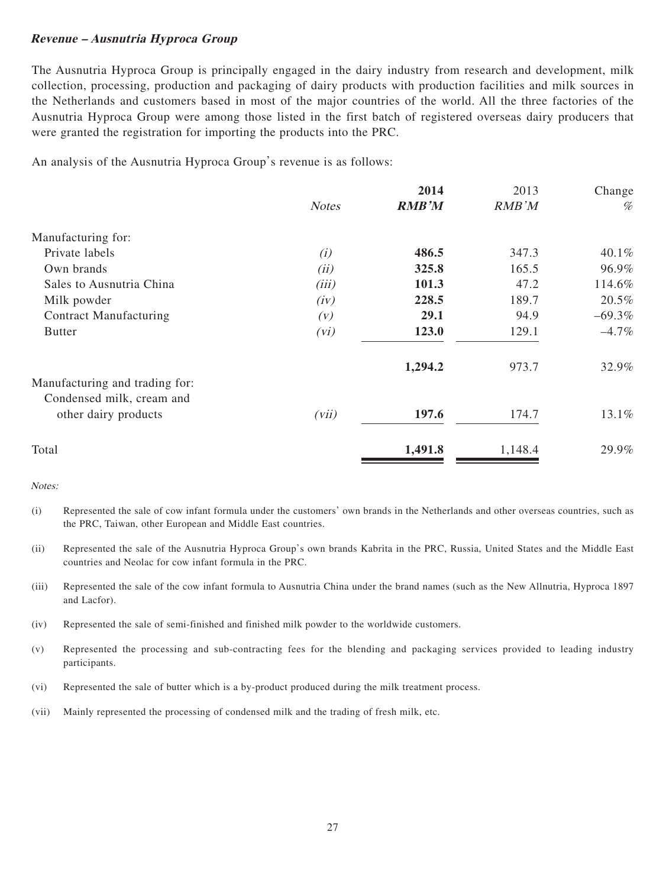***Revenue – Ausnutria Hyproca Group***

The Ausnutria Hyproca Group is principally engaged in the dairy industry from research and development, milk collection, processing, production and packaging of dairy products with production facilities and milk sources in the Netherlands and customers based in most of the major countries of the world. All the three factories of the Ausnutria Hyproca Group were among those listed in the first batch of registered overseas dairy producers that were granted the registration for importing the products into the PRC.

An analysis of the Ausnutria Hyproca Group's revenue is as follows:

| | *Notes* | **2014** <br> ***RMB'M*** | 2013 <br> *RMB'M* | Change <br> *%* |
|---|---|---|---|---|
| Manufacturing for: | | | | |
| Private labels | *(i)* | **486.5** | 347.3 | 40.1% |
| Own brands | *(ii)* | **325.8** | 165.5 | 96.9% |
| Sales to Ausnutria China | *(iii)* | **101.3** | 47.2 | 114.6% |
| Milk powder | *(iv)* | **228.5** | 189.7 | 20.5% |
| Contract Manufacturing | *(v)* | **29.1** | 94.9 | –69.3% |
| Butter | *(vi)* | **123.0** | 129.1 | –4.7% |
| | | **1,294.2** | 973.7 | 32.9% |
| Manufacturing and trading for: | | | | |
| Condensed milk, cream and other dairy products | *(vii)* | **197.6** | 174.7 | 13.1% |
| Total | | **1,491.8** | 1,148.4 | 29.9% |

*Notes:*

(i) Represented the sale of cow infant formula under the customers' own brands in the Netherlands and other overseas countries, such as the PRC, Taiwan, other European and Middle East countries.

(ii) Represented the sale of the Ausnutria Hyproca Group's own brands Kabrita in the PRC, Russia, United States and the Middle East countries and Neolac for cow infant formula in the PRC.

(iii) Represented the sale of the cow infant formula to Ausnutria China under the brand names (such as the New Allnutria, Hyproca 1897 and Lacfor).

(iv) Represented the sale of semi-finished and finished milk powder to the worldwide customers.

(v) Represented the processing and sub-contracting fees for the blending and packaging services provided to leading industry participants.

(vi) Represented the sale of butter which is a by-product produced during the milk treatment process.

(vii) Mainly represented the processing of condensed milk and the trading of fresh milk, etc.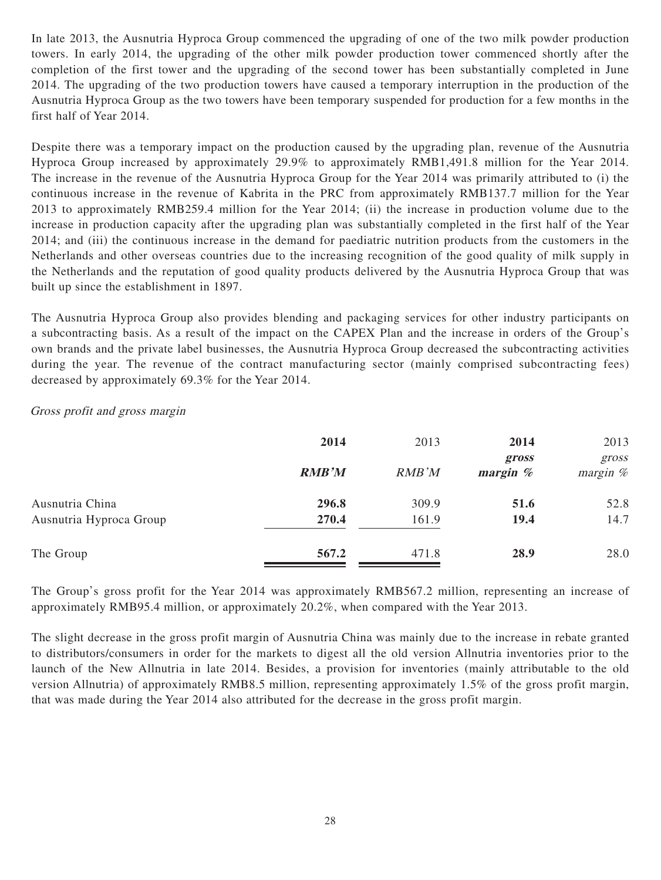In late 2013, the Ausnutria Hyproca Group commenced the upgrading of one of the two milk powder production towers. In early 2014, the upgrading of the other milk powder production tower commenced shortly after the completion of the first tower and the upgrading of the second tower has been substantially completed in June 2014. The upgrading of the two production towers have caused a temporary interruption in the production of the Ausnutria Hyproca Group as the two towers have been temporary suspended for production for a few months in the first half of Year 2014.

Despite there was a temporary impact on the production caused by the upgrading plan, revenue of the Ausnutria Hyproca Group increased by approximately 29.9% to approximately RMB1,491.8 million for the Year 2014. The increase in the revenue of the Ausnutria Hyproca Group for the Year 2014 was primarily attributed to (i) the continuous increase in the revenue of Kabrita in the PRC from approximately RMB137.7 million for the Year 2013 to approximately RMB259.4 million for the Year 2014; (ii) the increase in production volume due to the increase in production capacity after the upgrading plan was substantially completed in the first half of the Year 2014; and (iii) the continuous increase in the demand for paediatric nutrition products from the customers in the Netherlands and other overseas countries due to the increasing recognition of the good quality of milk supply in the Netherlands and the reputation of good quality products delivered by the Ausnutria Hyproca Group that was built up since the establishment in 1897.

The Ausnutria Hyproca Group also provides blending and packaging services for other industry participants on a subcontracting basis. As a result of the impact on the CAPEX Plan and the increase in orders of the Group's own brands and the private label businesses, the Ausnutria Hyproca Group decreased the subcontracting activities during the year. The revenue of the contract manufacturing sector (mainly comprised subcontracting fees) decreased by approximately 69.3% for the Year 2014.

*Gross profit and gross margin*

| | **2014** | 2013 | **2014** | 2013 |
|---|---|---|---|---|
| | ***RMB'M*** | *RMB'M* | ***gross margin %*** | *gross margin %* |
| Ausnutria China | **296.8** | 309.9 | **51.6** | 52.8 |
| Ausnutria Hyproca Group | **270.4** | 161.9 | **19.4** | 14.7 |
| The Group | **567.2** | 471.8 | **28.9** | 28.0 |

The Group's gross profit for the Year 2014 was approximately RMB567.2 million, representing an increase of approximately RMB95.4 million, or approximately 20.2%, when compared with the Year 2013.

The slight decrease in the gross profit margin of Ausnutria China was mainly due to the increase in rebate granted to distributors/consumers in order for the markets to digest all the old version Allnutria inventories prior to the launch of the New Allnutria in late 2014. Besides, a provision for inventories (mainly attributable to the old version Allnutria) of approximately RMB8.5 million, representing approximately 1.5% of the gross profit margin, that was made during the Year 2014 also attributed for the decrease in the gross profit margin.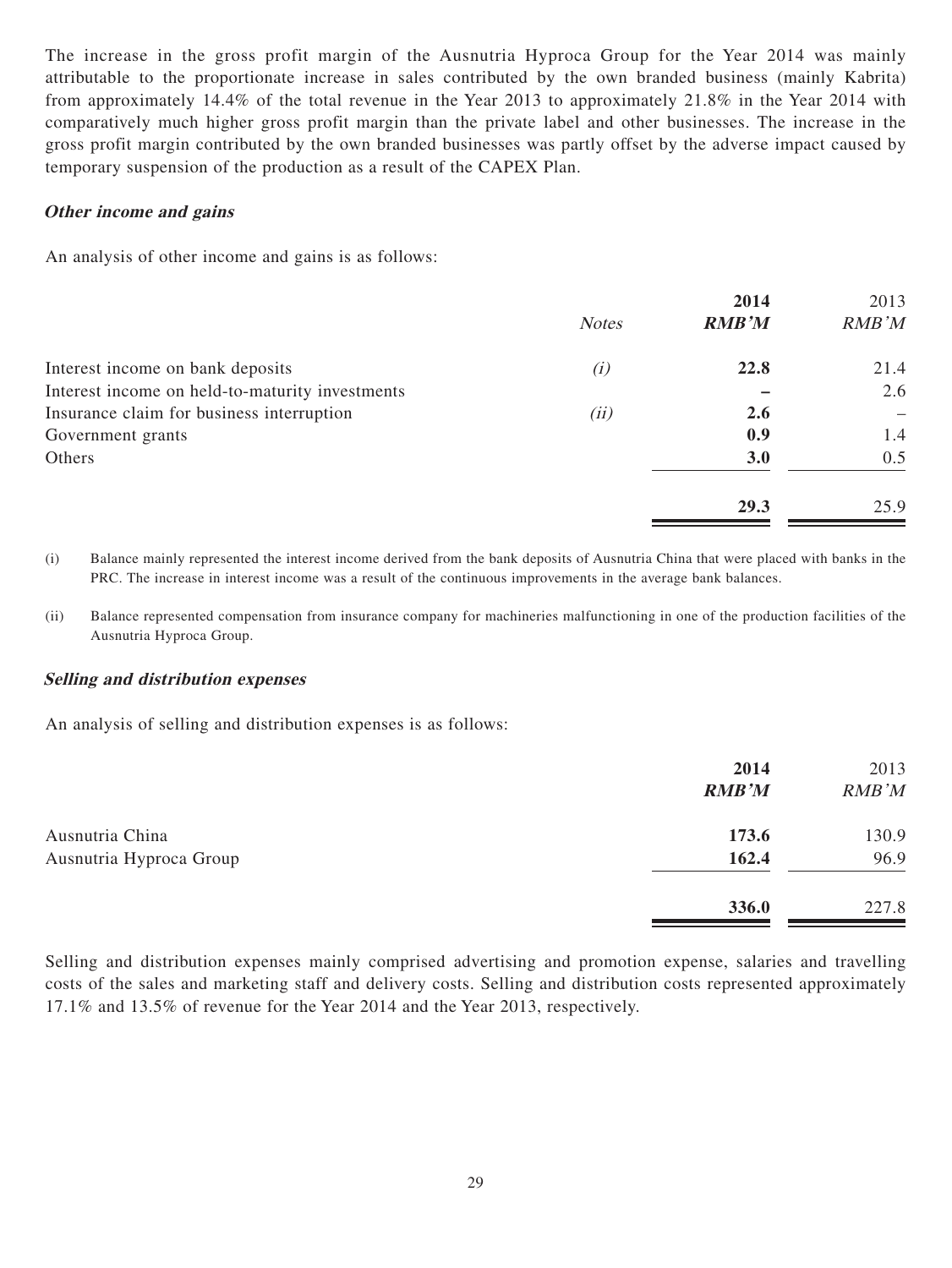The increase in the gross profit margin of the Ausnutria Hyproca Group for the Year 2014 was mainly attributable to the proportionate increase in sales contributed by the own branded business (mainly Kabrita) from approximately 14.4% of the total revenue in the Year 2013 to approximately 21.8% in the Year 2014 with comparatively much higher gross profit margin than the private label and other businesses. The increase in the gross profit margin contributed by the own branded businesses was partly offset by the adverse impact caused by temporary suspension of the production as a result of the CAPEX Plan.

### *Other income and gains*

An analysis of other income and gains is as follows:

| | *Notes* | **2014** | 2013 |
|---|---|---|---|
| | | ***RMB'M*** | *RMB'M* |
| Interest income on bank deposits | *(i)* | **22.8** | 21.4 |
| Interest income on held-to-maturity investments | | **–** | 2.6 |
| Insurance claim for business interruption | *(ii)* | **2.6** | – |
| Government grants | | **0.9** | 1.4 |
| Others | | **3.0** | 0.5 |
| | | **29.3** | 25.9 |

(i) Balance mainly represented the interest income derived from the bank deposits of Ausnutria China that were placed with banks in the PRC. The increase in interest income was a result of the continuous improvements in the average bank balances.

(ii) Balance represented compensation from insurance company for machineries malfunctioning in one of the production facilities of the Ausnutria Hyproca Group.

### *Selling and distribution expenses*

An analysis of selling and distribution expenses is as follows:

| | **2014** | 2013 |
|---|---|---|
| | ***RMB'M*** | *RMB'M* |
| Ausnutria China | **173.6** | 130.9 |
| Ausnutria Hyproca Group | **162.4** | 96.9 |
| | **336.0** | 227.8 |

Selling and distribution expenses mainly comprised advertising and promotion expense, salaries and travelling costs of the sales and marketing staff and delivery costs. Selling and distribution costs represented approximately 17.1% and 13.5% of revenue for the Year 2014 and the Year 2013, respectively.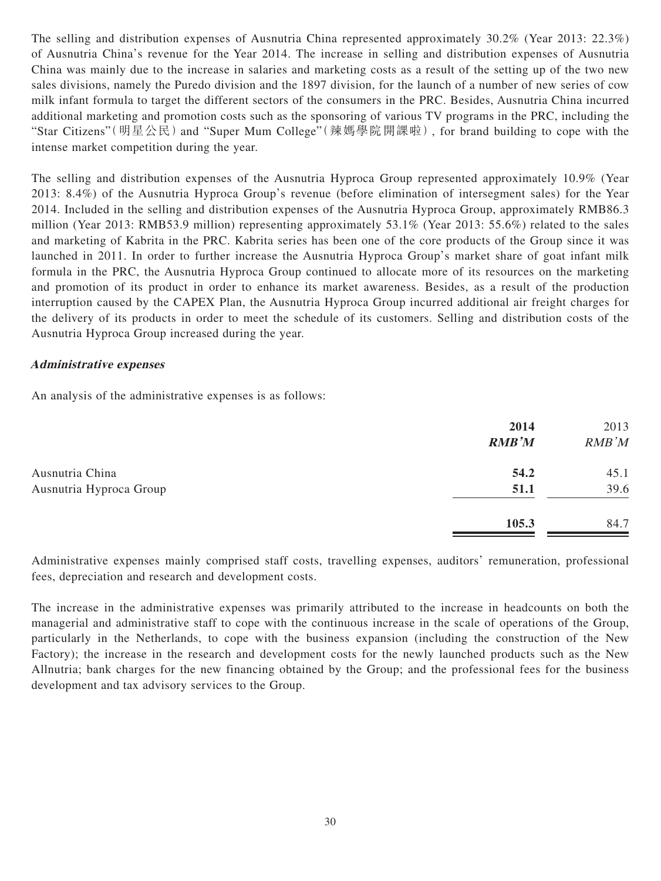The selling and distribution expenses of Ausnutria China represented approximately 30.2% (Year 2013: 22.3%) of Ausnutria China's revenue for the Year 2014. The increase in selling and distribution expenses of Ausnutria China was mainly due to the increase in salaries and marketing costs as a result of the setting up of the two new sales divisions, namely the Puredo division and the 1897 division, for the launch of a number of new series of cow milk infant formula to target the different sectors of the consumers in the PRC. Besides, Ausnutria China incurred additional marketing and promotion costs such as the sponsoring of various TV programs in the PRC, including the "Star Citizens"(明星公民) and "Super Mum College"(辣媽學院開課啦), for brand building to cope with the intense market competition during the year.

The selling and distribution expenses of the Ausnutria Hyproca Group represented approximately 10.9% (Year 2013: 8.4%) of the Ausnutria Hyproca Group's revenue (before elimination of intersegment sales) for the Year 2014. Included in the selling and distribution expenses of the Ausnutria Hyproca Group, approximately RMB86.3 million (Year 2013: RMB53.9 million) representing approximately 53.1% (Year 2013: 55.6%) related to the sales and marketing of Kabrita in the PRC. Kabrita series has been one of the core products of the Group since it was launched in 2011. In order to further increase the Ausnutria Hyproca Group's market share of goat infant milk formula in the PRC, the Ausnutria Hyproca Group continued to allocate more of its resources on the marketing and promotion of its product in order to enhance its market awareness. Besides, as a result of the production interruption caused by the CAPEX Plan, the Ausnutria Hyproca Group incurred additional air freight charges for the delivery of its products in order to meet the schedule of its customers. Selling and distribution costs of the Ausnutria Hyproca Group increased during the year.

***Administrative expenses***

An analysis of the administrative expenses is as follows:

| | **2014** | 2013 |
|---|---|---|
| | ***RMB'M*** | *RMB'M* |
| Ausnutria China | **54.2** | 45.1 |
| Ausnutria Hyproca Group | **51.1** | 39.6 |
| | **105.3** | 84.7 |

Administrative expenses mainly comprised staff costs, travelling expenses, auditors' remuneration, professional fees, depreciation and research and development costs.

The increase in the administrative expenses was primarily attributed to the increase in headcounts on both the managerial and administrative staff to cope with the continuous increase in the scale of operations of the Group, particularly in the Netherlands, to cope with the business expansion (including the construction of the New Factory); the increase in the research and development costs for the newly launched products such as the New Allnutria; bank charges for the new financing obtained by the Group; and the professional fees for the business development and tax advisory services to the Group.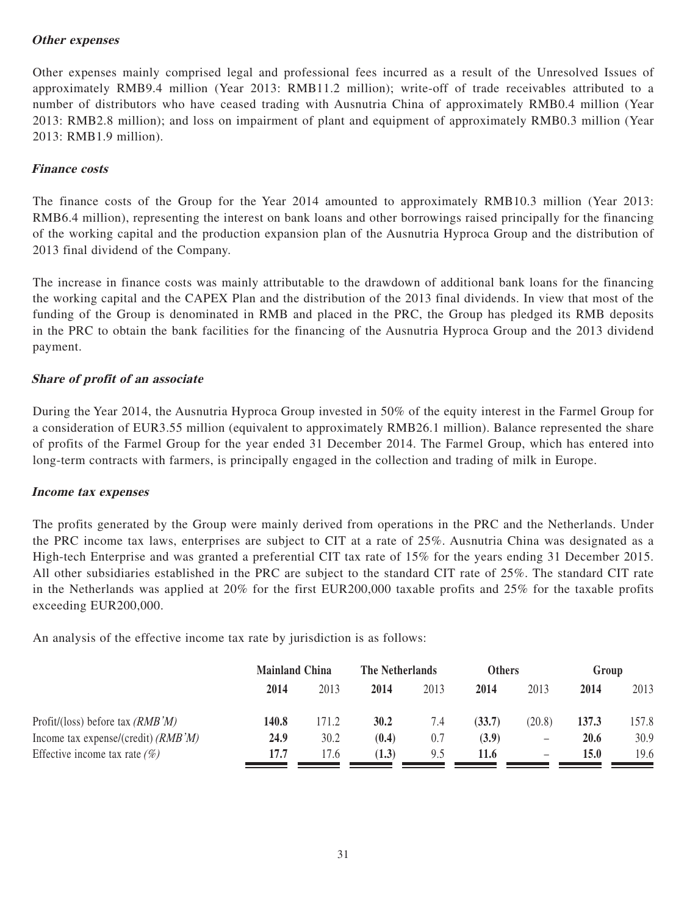### *Other expenses*

Other expenses mainly comprised legal and professional fees incurred as a result of the Unresolved Issues of approximately RMB9.4 million (Year 2013: RMB11.2 million); write-off of trade receivables attributed to a number of distributors who have ceased trading with Ausnutria China of approximately RMB0.4 million (Year 2013: RMB2.8 million); and loss on impairment of plant and equipment of approximately RMB0.3 million (Year 2013: RMB1.9 million).

### *Finance costs*

The finance costs of the Group for the Year 2014 amounted to approximately RMB10.3 million (Year 2013: RMB6.4 million), representing the interest on bank loans and other borrowings raised principally for the financing of the working capital and the production expansion plan of the Ausnutria Hyproca Group and the distribution of 2013 final dividend of the Company.

The increase in finance costs was mainly attributable to the drawdown of additional bank loans for the financing the working capital and the CAPEX Plan and the distribution of the 2013 final dividends. In view that most of the funding of the Group is denominated in RMB and placed in the PRC, the Group has pledged its RMB deposits in the PRC to obtain the bank facilities for the financing of the Ausnutria Hyproca Group and the 2013 dividend payment.

### *Share of profit of an associate*

During the Year 2014, the Ausnutria Hyproca Group invested in 50% of the equity interest in the Farmel Group for a consideration of EUR3.55 million (equivalent to approximately RMB26.1 million). Balance represented the share of profits of the Farmel Group for the year ended 31 December 2014. The Farmel Group, which has entered into long-term contracts with farmers, is principally engaged in the collection and trading of milk in Europe.

### *Income tax expenses*

The profits generated by the Group were mainly derived from operations in the PRC and the Netherlands. Under the PRC income tax laws, enterprises are subject to CIT at a rate of 25%. Ausnutria China was designated as a High-tech Enterprise and was granted a preferential CIT tax rate of 15% for the years ending 31 December 2015. All other subsidiaries established in the PRC are subject to the standard CIT rate of 25%. The standard CIT rate in the Netherlands was applied at 20% for the first EUR200,000 taxable profits and 25% for the taxable profits exceeding EUR200,000.

An analysis of the effective income tax rate by jurisdiction is as follows:

| | Mainland China | | The Netherlands | | Others | | Group | |
|---|---|---|---|---|---|---|---|---|
| | **2014** | 2013 | **2014** | 2013 | **2014** | 2013 | **2014** | 2013 |
| Profit/(loss) before tax *(RMB'M)* | **140.8** | 171.2 | **30.2** | 7.4 | **(33.7)** | (20.8) | **137.3** | 157.8 |
| Income tax expense/(credit) *(RMB'M)* | **24.9** | 30.2 | **(0.4)** | 0.7 | **(3.9)** | – | **20.6** | 30.9 |
| Effective income tax rate *(%)* | **17.7** | 17.6 | **(1.3)** | 9.5 | **11.6** | – | **15.0** | 19.6 |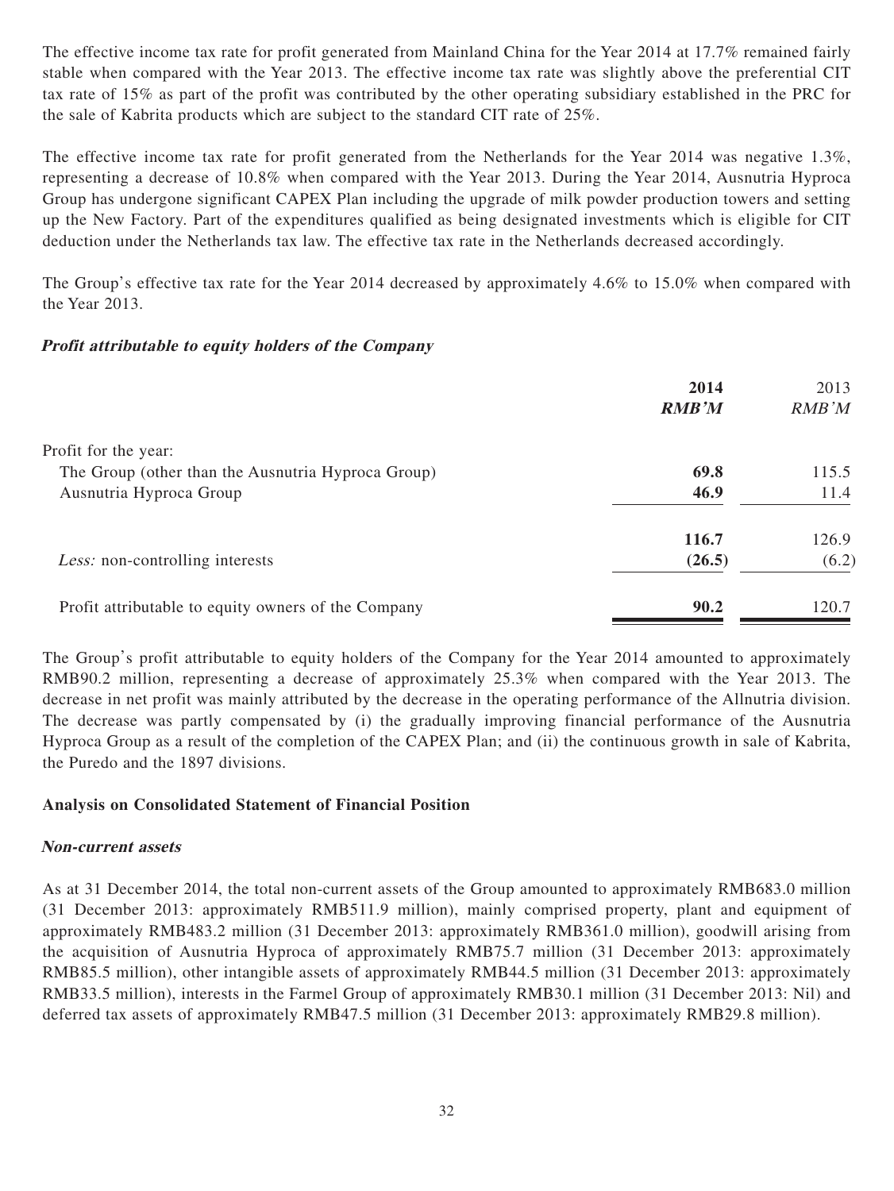The effective income tax rate for profit generated from Mainland China for the Year 2014 at 17.7% remained fairly stable when compared with the Year 2013. The effective income tax rate was slightly above the preferential CIT tax rate of 15% as part of the profit was contributed by the other operating subsidiary established in the PRC for the sale of Kabrita products which are subject to the standard CIT rate of 25%.

The effective income tax rate for profit generated from the Netherlands for the Year 2014 was negative 1.3%, representing a decrease of 10.8% when compared with the Year 2013. During the Year 2014, Ausnutria Hyproca Group has undergone significant CAPEX Plan including the upgrade of milk powder production towers and setting up the New Factory. Part of the expenditures qualified as being designated investments which is eligible for CIT deduction under the Netherlands tax law. The effective tax rate in the Netherlands decreased accordingly.

The Group's effective tax rate for the Year 2014 decreased by approximately 4.6% to 15.0% when compared with the Year 2013.

### ***Profit attributable to equity holders of the Company***

| | **2014** | 2013 |
|---|---|---|
| | ***RMB'M*** | *RMB'M* |
| Profit for the year: | | |
| The Group (other than the Ausnutria Hyproca Group) | **69.8** | 115.5 |
| Ausnutria Hyproca Group | **46.9** | 11.4 |
| | **116.7** | 126.9 |
| *Less:* non-controlling interests | **(26.5)** | (6.2) |
| Profit attributable to equity owners of the Company | **90.2** | 120.7 |

The Group's profit attributable to equity holders of the Company for the Year 2014 amounted to approximately RMB90.2 million, representing a decrease of approximately 25.3% when compared with the Year 2013. The decrease in net profit was mainly attributed by the decrease in the operating performance of the Allnutria division. The decrease was partly compensated by (i) the gradually improving financial performance of the Ausnutria Hyproca Group as a result of the completion of the CAPEX Plan; and (ii) the continuous growth in sale of Kabrita, the Puredo and the 1897 divisions.

## Analysis on Consolidated Statement of Financial Position

### ***Non-current assets***

As at 31 December 2014, the total non-current assets of the Group amounted to approximately RMB683.0 million (31 December 2013: approximately RMB511.9 million), mainly comprised property, plant and equipment of approximately RMB483.2 million (31 December 2013: approximately RMB361.0 million), goodwill arising from the acquisition of Ausnutria Hyproca of approximately RMB75.7 million (31 December 2013: approximately RMB85.5 million), other intangible assets of approximately RMB44.5 million (31 December 2013: approximately RMB33.5 million), interests in the Farmel Group of approximately RMB30.1 million (31 December 2013: Nil) and deferred tax assets of approximately RMB47.5 million (31 December 2013: approximately RMB29.8 million).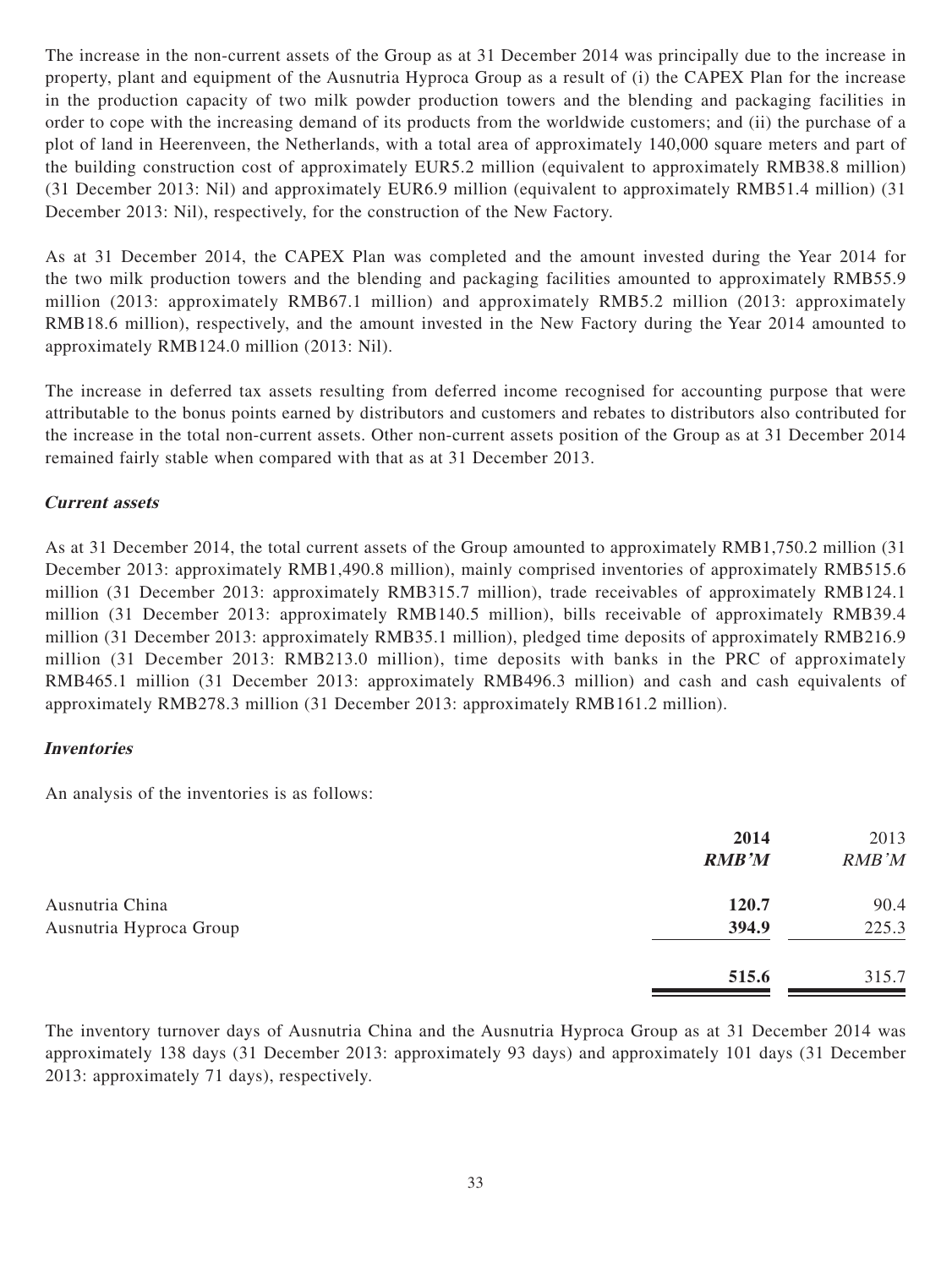The increase in the non-current assets of the Group as at 31 December 2014 was principally due to the increase in property, plant and equipment of the Ausnutria Hyproca Group as a result of (i) the CAPEX Plan for the increase in the production capacity of two milk powder production towers and the blending and packaging facilities in order to cope with the increasing demand of its products from the worldwide customers; and (ii) the purchase of a plot of land in Heerenveen, the Netherlands, with a total area of approximately 140,000 square meters and part of the building construction cost of approximately EUR5.2 million (equivalent to approximately RMB38.8 million) (31 December 2013: Nil) and approximately EUR6.9 million (equivalent to approximately RMB51.4 million) (31 December 2013: Nil), respectively, for the construction of the New Factory.

As at 31 December 2014, the CAPEX Plan was completed and the amount invested during the Year 2014 for the two milk production towers and the blending and packaging facilities amounted to approximately RMB55.9 million (2013: approximately RMB67.1 million) and approximately RMB5.2 million (2013: approximately RMB18.6 million), respectively, and the amount invested in the New Factory during the Year 2014 amounted to approximately RMB124.0 million (2013: Nil).

The increase in deferred tax assets resulting from deferred income recognised for accounting purpose that were attributable to the bonus points earned by distributors and customers and rebates to distributors also contributed for the increase in the total non-current assets. Other non-current assets position of the Group as at 31 December 2014 remained fairly stable when compared with that as at 31 December 2013.

***Current assets***

As at 31 December 2014, the total current assets of the Group amounted to approximately RMB1,750.2 million (31 December 2013: approximately RMB1,490.8 million), mainly comprised inventories of approximately RMB515.6 million (31 December 2013: approximately RMB315.7 million), trade receivables of approximately RMB124.1 million (31 December 2013: approximately RMB140.5 million), bills receivable of approximately RMB39.4 million (31 December 2013: approximately RMB35.1 million), pledged time deposits of approximately RMB216.9 million (31 December 2013: RMB213.0 million), time deposits with banks in the PRC of approximately RMB465.1 million (31 December 2013: approximately RMB496.3 million) and cash and cash equivalents of approximately RMB278.3 million (31 December 2013: approximately RMB161.2 million).

***Inventories***

An analysis of the inventories is as follows:

| | **2014** | 2013 |
|---|---|---|
| | ***RMB'M*** | *RMB'M* |
| Ausnutria China | **120.7** | 90.4 |
| Ausnutria Hyproca Group | **394.9** | 225.3 |
| | **515.6** | 315.7 |

The inventory turnover days of Ausnutria China and the Ausnutria Hyproca Group as at 31 December 2014 was approximately 138 days (31 December 2013: approximately 93 days) and approximately 101 days (31 December 2013: approximately 71 days), respectively.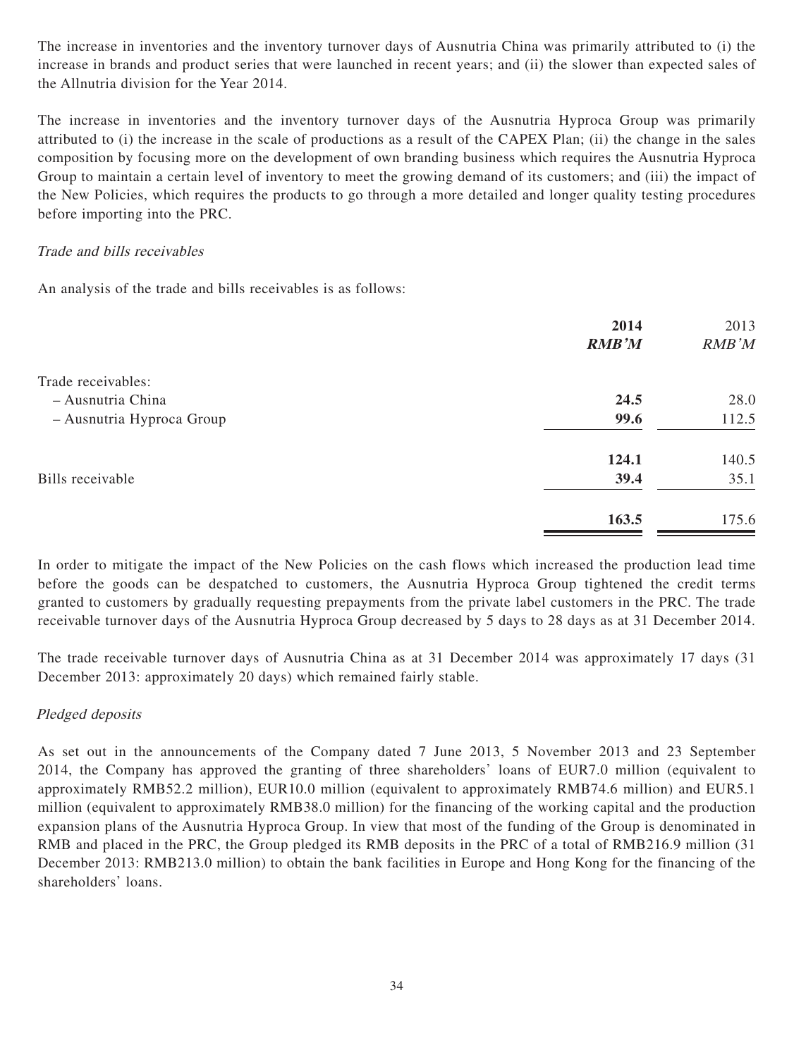The increase in inventories and the inventory turnover days of Ausnutria China was primarily attributed to (i) the increase in brands and product series that were launched in recent years; and (ii) the slower than expected sales of the Allnutria division for the Year 2014.

The increase in inventories and the inventory turnover days of the Ausnutria Hyproca Group was primarily attributed to (i) the increase in the scale of productions as a result of the CAPEX Plan; (ii) the change in the sales composition by focusing more on the development of own branding business which requires the Ausnutria Hyproca Group to maintain a certain level of inventory to meet the growing demand of its customers; and (iii) the impact of the New Policies, which requires the products to go through a more detailed and longer quality testing procedures before importing into the PRC.

*Trade and bills receivables*

An analysis of the trade and bills receivables is as follows:

| | **2014** | 2013 |
|---|---|---|
| | ***RMB'M*** | *RMB'M* |
| Trade receivables: | | |
| – Ausnutria China | **24.5** | 28.0 |
| – Ausnutria Hyproca Group | **99.6** | 112.5 |
| | **124.1** | 140.5 |
| Bills receivable | **39.4** | 35.1 |
| | **163.5** | 175.6 |

In order to mitigate the impact of the New Policies on the cash flows which increased the production lead time before the goods can be despatched to customers, the Ausnutria Hyproca Group tightened the credit terms granted to customers by gradually requesting prepayments from the private label customers in the PRC. The trade receivable turnover days of the Ausnutria Hyproca Group decreased by 5 days to 28 days as at 31 December 2014.

The trade receivable turnover days of Ausnutria China as at 31 December 2014 was approximately 17 days (31 December 2013: approximately 20 days) which remained fairly stable.

*Pledged deposits*

As set out in the announcements of the Company dated 7 June 2013, 5 November 2013 and 23 September 2014, the Company has approved the granting of three shareholders' loans of EUR7.0 million (equivalent to approximately RMB52.2 million), EUR10.0 million (equivalent to approximately RMB74.6 million) and EUR5.1 million (equivalent to approximately RMB38.0 million) for the financing of the working capital and the production expansion plans of the Ausnutria Hyproca Group. In view that most of the funding of the Group is denominated in RMB and placed in the PRC, the Group pledged its RMB deposits in the PRC of a total of RMB216.9 million (31 December 2013: RMB213.0 million) to obtain the bank facilities in Europe and Hong Kong for the financing of the shareholders' loans.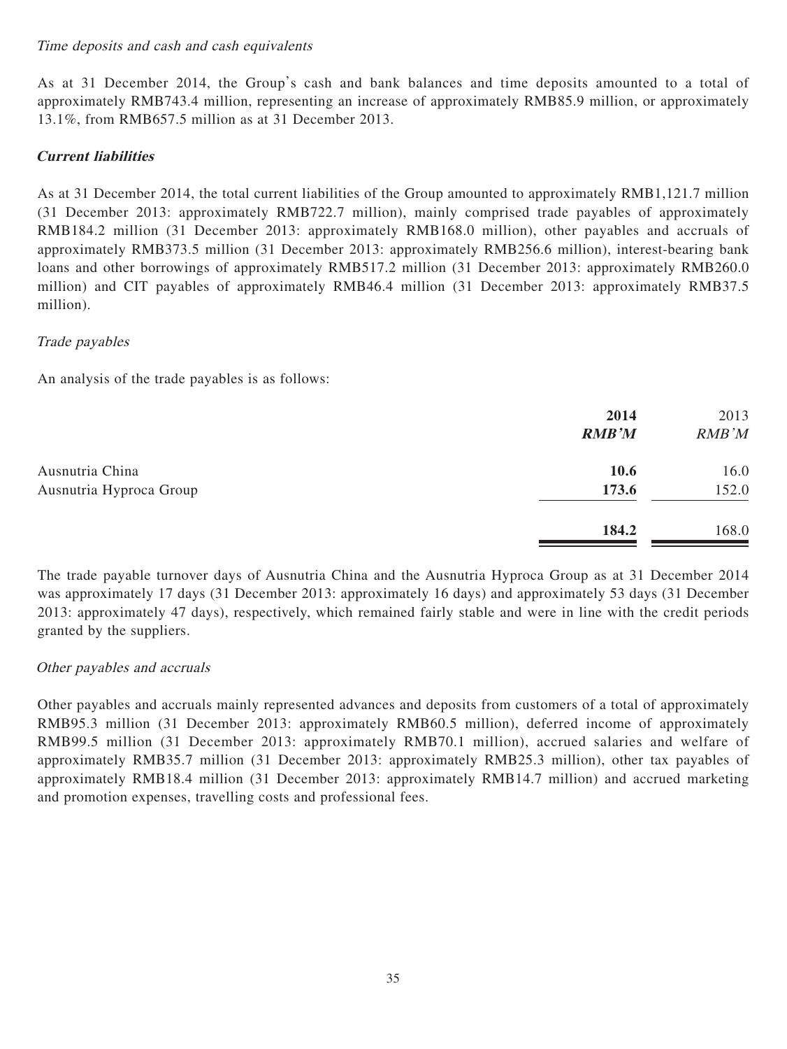*Time deposits and cash and cash equivalents*

As at 31 December 2014, the Group's cash and bank balances and time deposits amounted to a total of approximately RMB743.4 million, representing an increase of approximately RMB85.9 million, or approximately 13.1%, from RMB657.5 million as at 31 December 2013.

***Current liabilities***

As at 31 December 2014, the total current liabilities of the Group amounted to approximately RMB1,121.7 million (31 December 2013: approximately RMB722.7 million), mainly comprised trade payables of approximately RMB184.2 million (31 December 2013: approximately RMB168.0 million), other payables and accruals of approximately RMB373.5 million (31 December 2013: approximately RMB256.6 million), interest-bearing bank loans and other borrowings of approximately RMB517.2 million (31 December 2013: approximately RMB260.0 million) and CIT payables of approximately RMB46.4 million (31 December 2013: approximately RMB37.5 million).

*Trade payables*

An analysis of the trade payables is as follows:

| | **2014** | 2013 |
|---|---|---|
| | ***RMB'M*** | *RMB'M* |
| Ausnutria China | **10.6** | 16.0 |
| Ausnutria Hyproca Group | **173.6** | 152.0 |
| | **184.2** | 168.0 |

The trade payable turnover days of Ausnutria China and the Ausnutria Hyproca Group as at 31 December 2014 was approximately 17 days (31 December 2013: approximately 16 days) and approximately 53 days (31 December 2013: approximately 47 days), respectively, which remained fairly stable and were in line with the credit periods granted by the suppliers.

*Other payables and accruals*

Other payables and accruals mainly represented advances and deposits from customers of a total of approximately RMB95.3 million (31 December 2013: approximately RMB60.5 million), deferred income of approximately RMB99.5 million (31 December 2013: approximately RMB70.1 million), accrued salaries and welfare of approximately RMB35.7 million (31 December 2013: approximately RMB25.3 million), other tax payables of approximately RMB18.4 million (31 December 2013: approximately RMB14.7 million) and accrued marketing and promotion expenses, travelling costs and professional fees.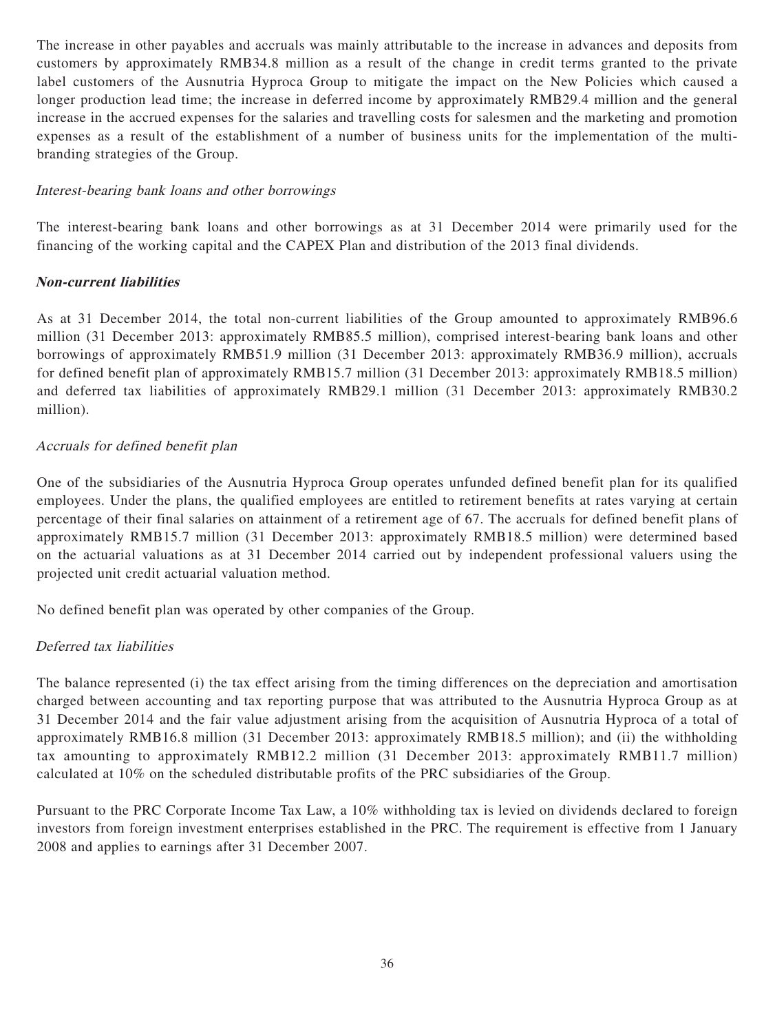The increase in other payables and accruals was mainly attributable to the increase in advances and deposits from customers by approximately RMB34.8 million as a result of the change in credit terms granted to the private label customers of the Ausnutria Hyproca Group to mitigate the impact on the New Policies which caused a longer production lead time; the increase in deferred income by approximately RMB29.4 million and the general increase in the accrued expenses for the salaries and travelling costs for salesmen and the marketing and promotion expenses as a result of the establishment of a number of business units for the implementation of the multi-branding strategies of the Group.

*Interest-bearing bank loans and other borrowings*

The interest-bearing bank loans and other borrowings as at 31 December 2014 were primarily used for the financing of the working capital and the CAPEX Plan and distribution of the 2013 final dividends.

***Non-current liabilities***

As at 31 December 2014, the total non-current liabilities of the Group amounted to approximately RMB96.6 million (31 December 2013: approximately RMB85.5 million), comprised interest-bearing bank loans and other borrowings of approximately RMB51.9 million (31 December 2013: approximately RMB36.9 million), accruals for defined benefit plan of approximately RMB15.7 million (31 December 2013: approximately RMB18.5 million) and deferred tax liabilities of approximately RMB29.1 million (31 December 2013: approximately RMB30.2 million).

*Accruals for defined benefit plan*

One of the subsidiaries of the Ausnutria Hyproca Group operates unfunded defined benefit plan for its qualified employees. Under the plans, the qualified employees are entitled to retirement benefits at rates varying at certain percentage of their final salaries on attainment of a retirement age of 67. The accruals for defined benefit plans of approximately RMB15.7 million (31 December 2013: approximately RMB18.5 million) were determined based on the actuarial valuations as at 31 December 2014 carried out by independent professional valuers using the projected unit credit actuarial valuation method.

No defined benefit plan was operated by other companies of the Group.

*Deferred tax liabilities*

The balance represented (i) the tax effect arising from the timing differences on the depreciation and amortisation charged between accounting and tax reporting purpose that was attributed to the Ausnutria Hyproca Group as at 31 December 2014 and the fair value adjustment arising from the acquisition of Ausnutria Hyproca of a total of approximately RMB16.8 million (31 December 2013: approximately RMB18.5 million); and (ii) the withholding tax amounting to approximately RMB12.2 million (31 December 2013: approximately RMB11.7 million) calculated at 10% on the scheduled distributable profits of the PRC subsidiaries of the Group.

Pursuant to the PRC Corporate Income Tax Law, a 10% withholding tax is levied on dividends declared to foreign investors from foreign investment enterprises established in the PRC. The requirement is effective from 1 January 2008 and applies to earnings after 31 December 2007.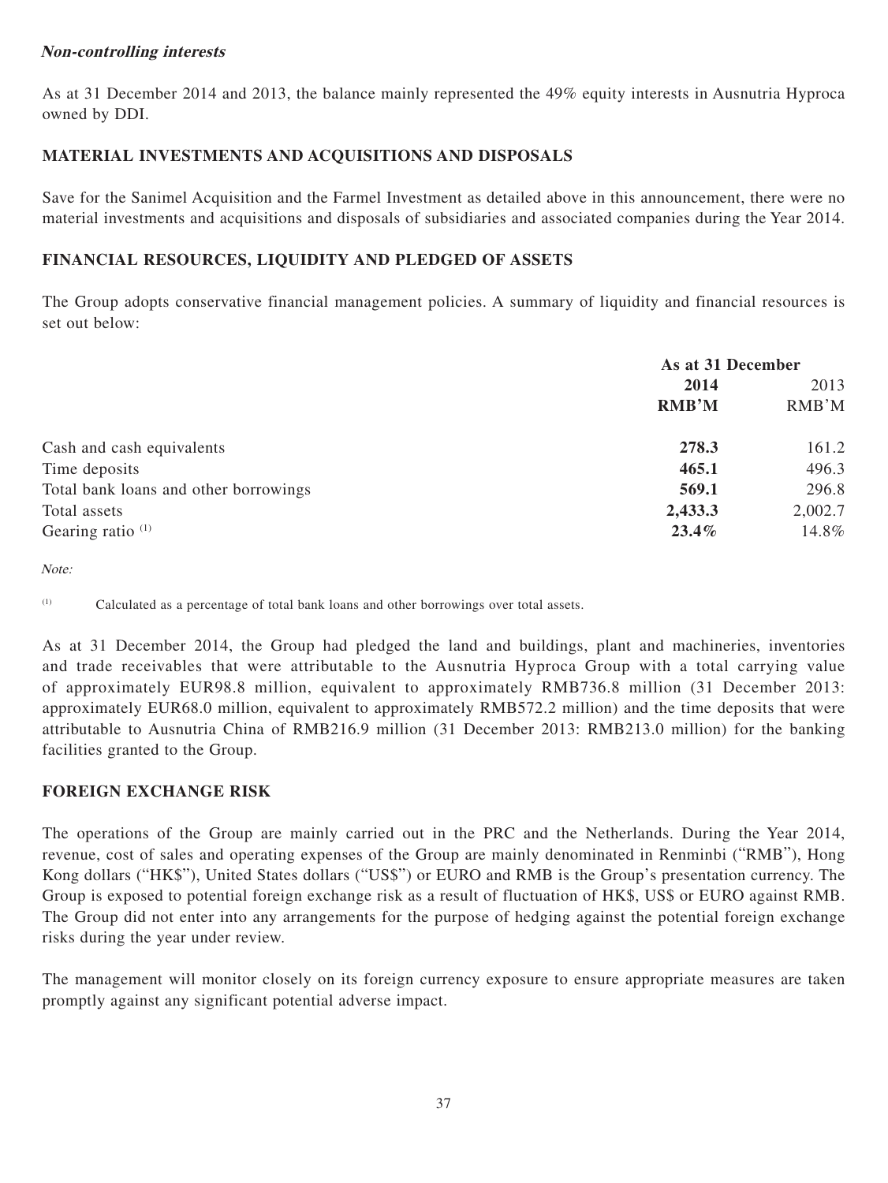***Non-controlling interests***

As at 31 December 2014 and 2013, the balance mainly represented the 49% equity interests in Ausnutria Hyproca owned by DDI.

## MATERIAL INVESTMENTS AND ACQUISITIONS AND DISPOSALS

Save for the Sanimel Acquisition and the Farmel Investment as detailed above in this announcement, there were no material investments and acquisitions and disposals of subsidiaries and associated companies during the Year 2014.

## FINANCIAL RESOURCES, LIQUIDITY AND PLEDGED OF ASSETS

The Group adopts conservative financial management policies. A summary of liquidity and financial resources is set out below:

| | As at 31 December | |
|---|---|---|
| | **2014** | 2013 |
| | **RMB'M** | RMB'M |
| Cash and cash equivalents | **278.3** | 161.2 |
| Time deposits | **465.1** | 496.3 |
| Total bank loans and other borrowings | **569.1** | 296.8 |
| Total assets | **2,433.3** | 2,002.7 |
| Gearing ratio [(1)] | **23.4%** | 14.8% |

*Note:*

[(1)] Calculated as a percentage of total bank loans and other borrowings over total assets.

As at 31 December 2014, the Group had pledged the land and buildings, plant and machineries, inventories and trade receivables that were attributable to the Ausnutria Hyproca Group with a total carrying value of approximately EUR98.8 million, equivalent to approximately RMB736.8 million (31 December 2013: approximately EUR68.0 million, equivalent to approximately RMB572.2 million) and the time deposits that were attributable to Ausnutria China of RMB216.9 million (31 December 2013: RMB213.0 million) for the banking facilities granted to the Group.

## FOREIGN EXCHANGE RISK

The operations of the Group are mainly carried out in the PRC and the Netherlands. During the Year 2014, revenue, cost of sales and operating expenses of the Group are mainly denominated in Renminbi ("RMB"), Hong Kong dollars ("HK$"), United States dollars ("US$") or EURO and RMB is the Group's presentation currency. The Group is exposed to potential foreign exchange risk as a result of fluctuation of HK$, US$ or EURO against RMB. The Group did not enter into any arrangements for the purpose of hedging against the potential foreign exchange risks during the year under review.

The management will monitor closely on its foreign currency exposure to ensure appropriate measures are taken promptly against any significant potential adverse impact.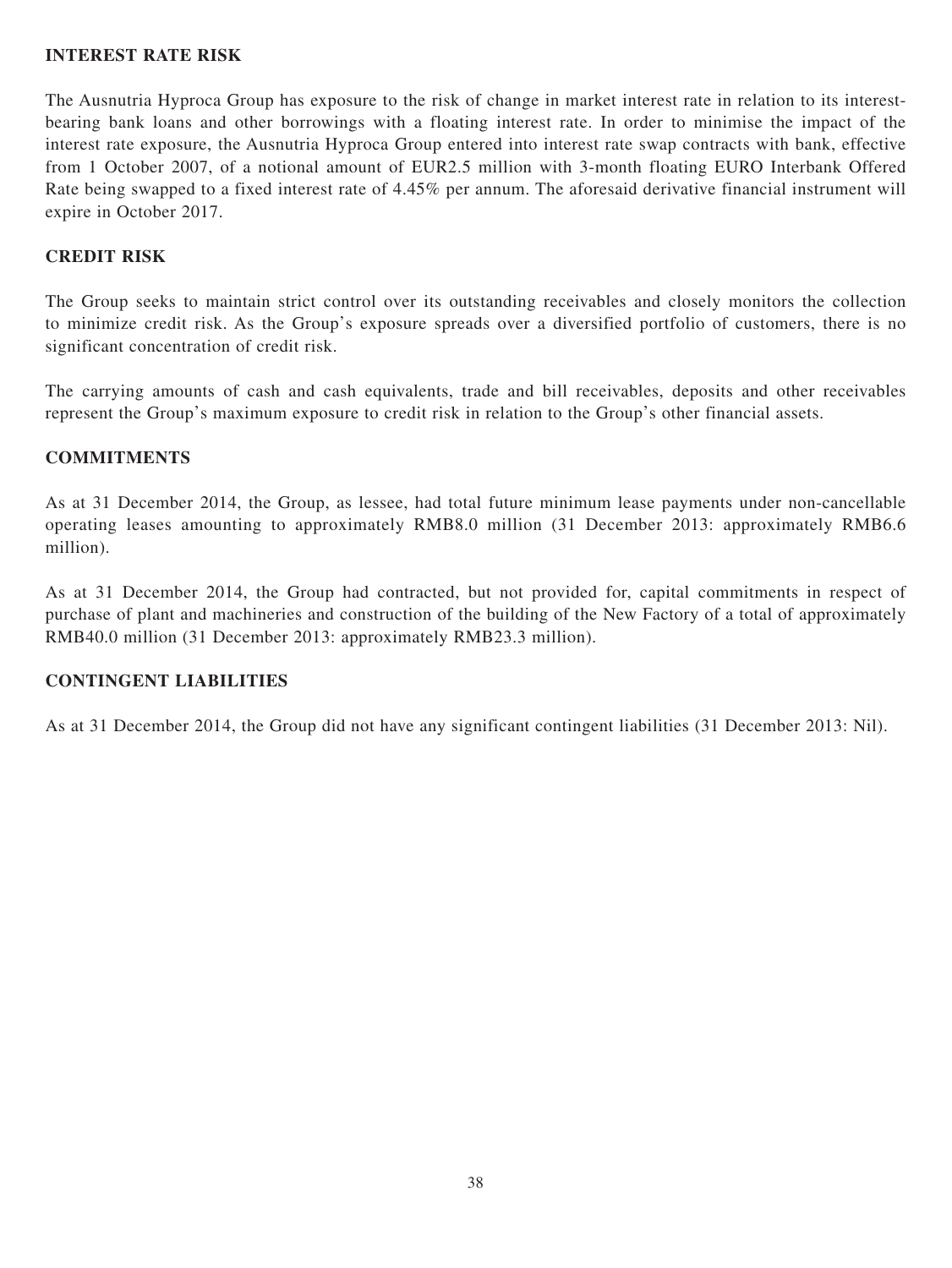## INTEREST RATE RISK

The Ausnutria Hyproca Group has exposure to the risk of change in market interest rate in relation to its interest-bearing bank loans and other borrowings with a floating interest rate. In order to minimise the impact of the interest rate exposure, the Ausnutria Hyproca Group entered into interest rate swap contracts with bank, effective from 1 October 2007, of a notional amount of EUR2.5 million with 3-month floating EURO Interbank Offered Rate being swapped to a fixed interest rate of 4.45% per annum. The aforesaid derivative financial instrument will expire in October 2017.

## CREDIT RISK

The Group seeks to maintain strict control over its outstanding receivables and closely monitors the collection to minimize credit risk. As the Group's exposure spreads over a diversified portfolio of customers, there is no significant concentration of credit risk.

The carrying amounts of cash and cash equivalents, trade and bill receivables, deposits and other receivables represent the Group's maximum exposure to credit risk in relation to the Group's other financial assets.

## COMMITMENTS

As at 31 December 2014, the Group, as lessee, had total future minimum lease payments under non-cancellable operating leases amounting to approximately RMB8.0 million (31 December 2013: approximately RMB6.6 million).

As at 31 December 2014, the Group had contracted, but not provided for, capital commitments in respect of purchase of plant and machineries and construction of the building of the New Factory of a total of approximately RMB40.0 million (31 December 2013: approximately RMB23.3 million).

## CONTINGENT LIABILITIES

As at 31 December 2014, the Group did not have any significant contingent liabilities (31 December 2013: Nil).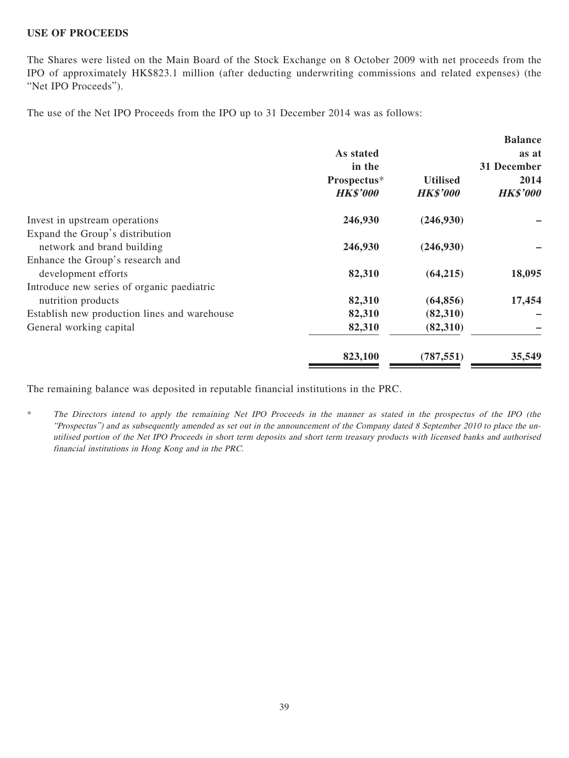## USE OF PROCEEDS

The Shares were listed on the Main Board of the Stock Exchange on 8 October 2009 with net proceeds from the IPO of approximately HK$823.1 million (after deducting underwriting commissions and related expenses) (the "Net IPO Proceeds").

The use of the Net IPO Proceeds from the IPO up to 31 December 2014 was as follows:

| | As stated in the Prospectus* | Utilised | Balance as at 31 December 2014 |
|---|---|---|---|
| | *HK$'000* | *HK$'000* | *HK$'000* |
| Invest in upstream operations | **246,930** | **(246,930)** | **–** |
| Expand the Group's distribution network and brand building | **246,930** | **(246,930)** | **–** |
| Enhance the Group's research and development efforts | **82,310** | **(64,215)** | **18,095** |
| Introduce new series of organic paediatric nutrition products | **82,310** | **(64,856)** | **17,454** |
| Establish new production lines and warehouse | **82,310** | **(82,310)** | **–** |
| General working capital | **82,310** | **(82,310)** | **–** |
| | **823,100** | **(787,551)** | **35,549** |

The remaining balance was deposited in reputable financial institutions in the PRC.

\* *The Directors intend to apply the remaining Net IPO Proceeds in the manner as stated in the prospectus of the IPO (the "Prospectus") and as subsequently amended as set out in the announcement of the Company dated 8 September 2010 to place the un-utilised portion of the Net IPO Proceeds in short term deposits and short term treasury products with licensed banks and authorised financial institutions in Hong Kong and in the PRC.*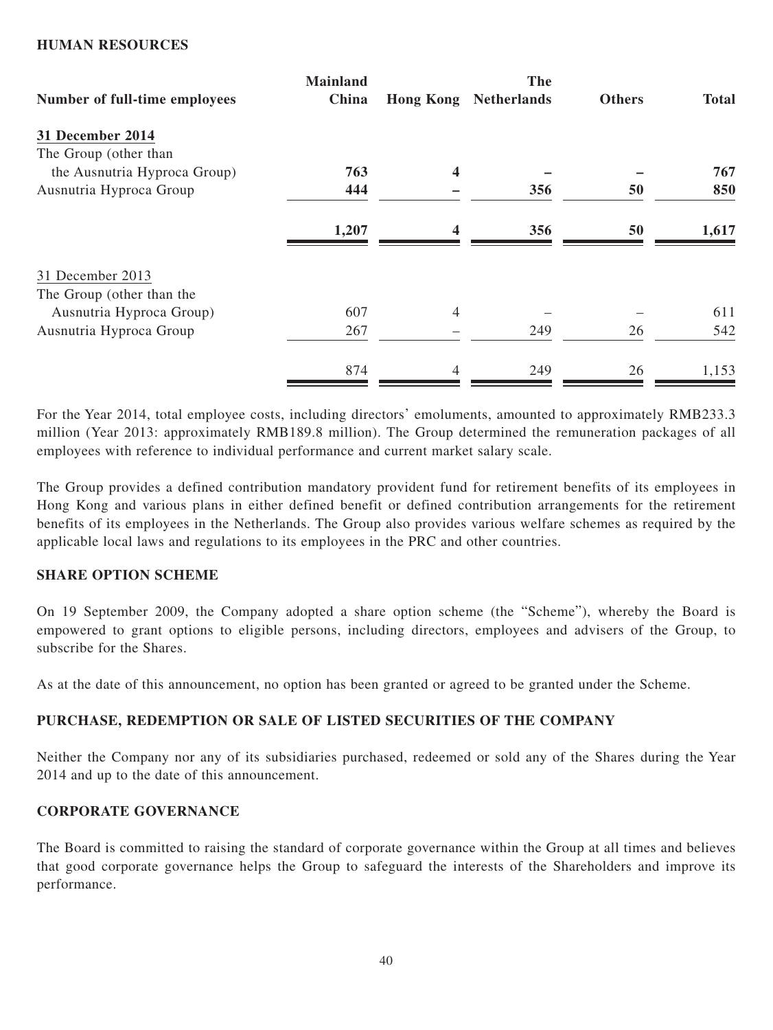## HUMAN RESOURCES

| Number of full-time employees | Mainland China | Hong Kong | The Netherlands | Others | Total |
|---|---|---|---|---|---|
| **31 December 2014** | | | | | |
| The Group (other than the Ausnutria Hyproca Group) | **763** | **4** | **–** | **–** | **767** |
| Ausnutria Hyproca Group | **444** | **–** | **356** | **50** | **850** |
| | **1,207** | **4** | **356** | **50** | **1,617** |
| 31 December 2013 | | | | | |
| The Group (other than the Ausnutria Hyproca Group) | 607 | 4 | – | – | 611 |
| Ausnutria Hyproca Group | 267 | – | 249 | 26 | 542 |
| | 874 | 4 | 249 | 26 | 1,153 |

For the Year 2014, total employee costs, including directors' emoluments, amounted to approximately RMB233.3 million (Year 2013: approximately RMB189.8 million). The Group determined the remuneration packages of all employees with reference to individual performance and current market salary scale.

The Group provides a defined contribution mandatory provident fund for retirement benefits of its employees in Hong Kong and various plans in either defined benefit or defined contribution arrangements for the retirement benefits of its employees in the Netherlands. The Group also provides various welfare schemes as required by the applicable local laws and regulations to its employees in the PRC and other countries.

## SHARE OPTION SCHEME

On 19 September 2009, the Company adopted a share option scheme (the "Scheme"), whereby the Board is empowered to grant options to eligible persons, including directors, employees and advisers of the Group, to subscribe for the Shares.

As at the date of this announcement, no option has been granted or agreed to be granted under the Scheme.

## PURCHASE, REDEMPTION OR SALE OF LISTED SECURITIES OF THE COMPANY

Neither the Company nor any of its subsidiaries purchased, redeemed or sold any of the Shares during the Year 2014 and up to the date of this announcement.

## CORPORATE GOVERNANCE

The Board is committed to raising the standard of corporate governance within the Group at all times and believes that good corporate governance helps the Group to safeguard the interests of the Shareholders and improve its performance.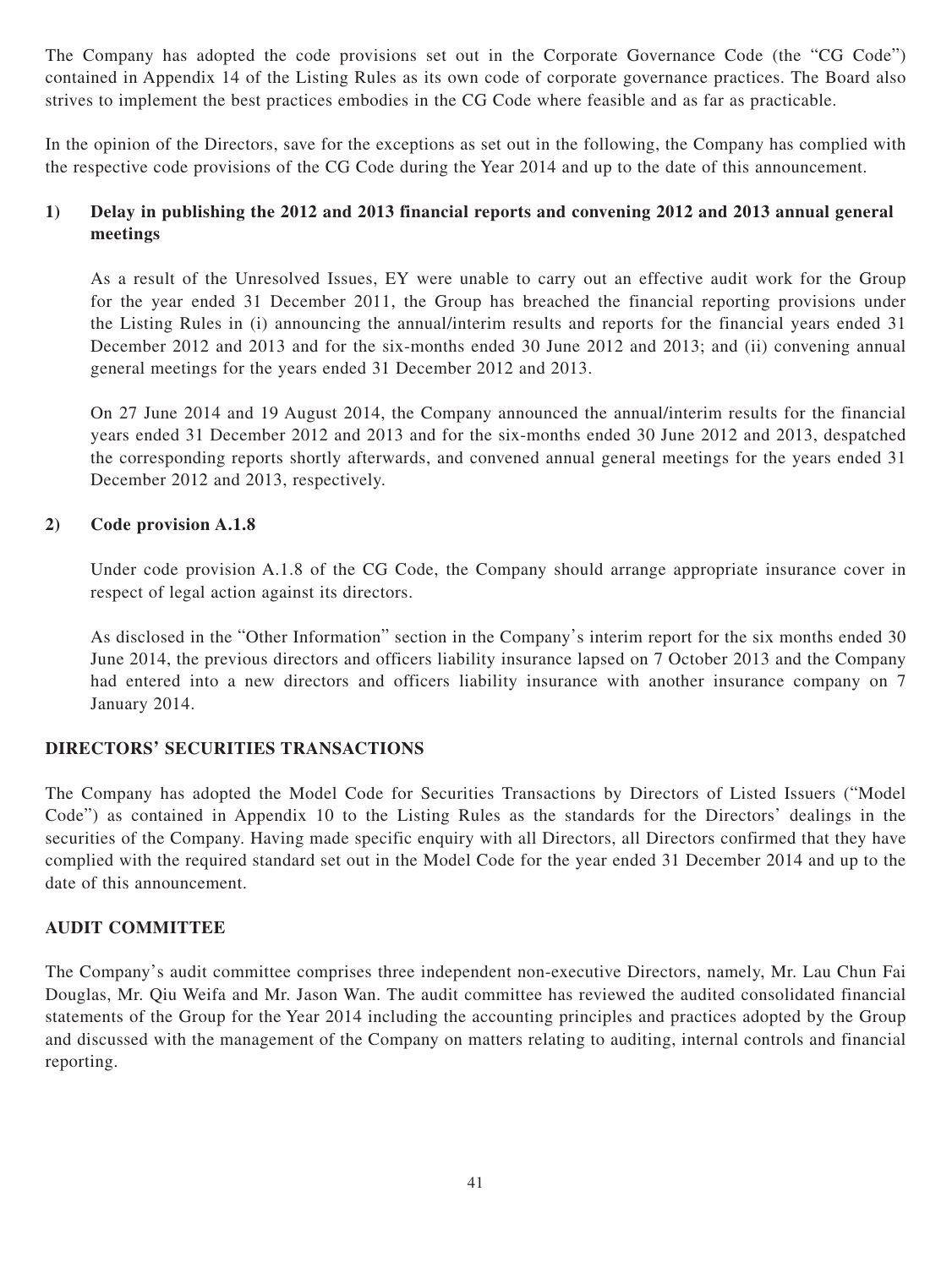The Company has adopted the code provisions set out in the Corporate Governance Code (the "CG Code") contained in Appendix 14 of the Listing Rules as its own code of corporate governance practices. The Board also strives to implement the best practices embodies in the CG Code where feasible and as far as practicable.

In the opinion of the Directors, save for the exceptions as set out in the following, the Company has complied with the respective code provisions of the CG Code during the Year 2014 and up to the date of this announcement.

**1) Delay in publishing the 2012 and 2013 financial reports and convening 2012 and 2013 annual general meetings**

As a result of the Unresolved Issues, EY were unable to carry out an effective audit work for the Group for the year ended 31 December 2011, the Group has breached the financial reporting provisions under the Listing Rules in (i) announcing the annual/interim results and reports for the financial years ended 31 December 2012 and 2013 and for the six-months ended 30 June 2012 and 2013; and (ii) convening annual general meetings for the years ended 31 December 2012 and 2013.

On 27 June 2014 and 19 August 2014, the Company announced the annual/interim results for the financial years ended 31 December 2012 and 2013 and for the six-months ended 30 June 2012 and 2013, despatched the corresponding reports shortly afterwards, and convened annual general meetings for the years ended 31 December 2012 and 2013, respectively.

**2) Code provision A.1.8**

Under code provision A.1.8 of the CG Code, the Company should arrange appropriate insurance cover in respect of legal action against its directors.

As disclosed in the "Other Information" section in the Company's interim report for the six months ended 30 June 2014, the previous directors and officers liability insurance lapsed on 7 October 2013 and the Company had entered into a new directors and officers liability insurance with another insurance company on 7 January 2014.

## DIRECTORS' SECURITIES TRANSACTIONS

The Company has adopted the Model Code for Securities Transactions by Directors of Listed Issuers ("Model Code") as contained in Appendix 10 to the Listing Rules as the standards for the Directors' dealings in the securities of the Company. Having made specific enquiry with all Directors, all Directors confirmed that they have complied with the required standard set out in the Model Code for the year ended 31 December 2014 and up to the date of this announcement.

## AUDIT COMMITTEE

The Company's audit committee comprises three independent non-executive Directors, namely, Mr. Lau Chun Fai Douglas, Mr. Qiu Weifa and Mr. Jason Wan. The audit committee has reviewed the audited consolidated financial statements of the Group for the Year 2014 including the accounting principles and practices adopted by the Group and discussed with the management of the Company on matters relating to auditing, internal controls and financial reporting.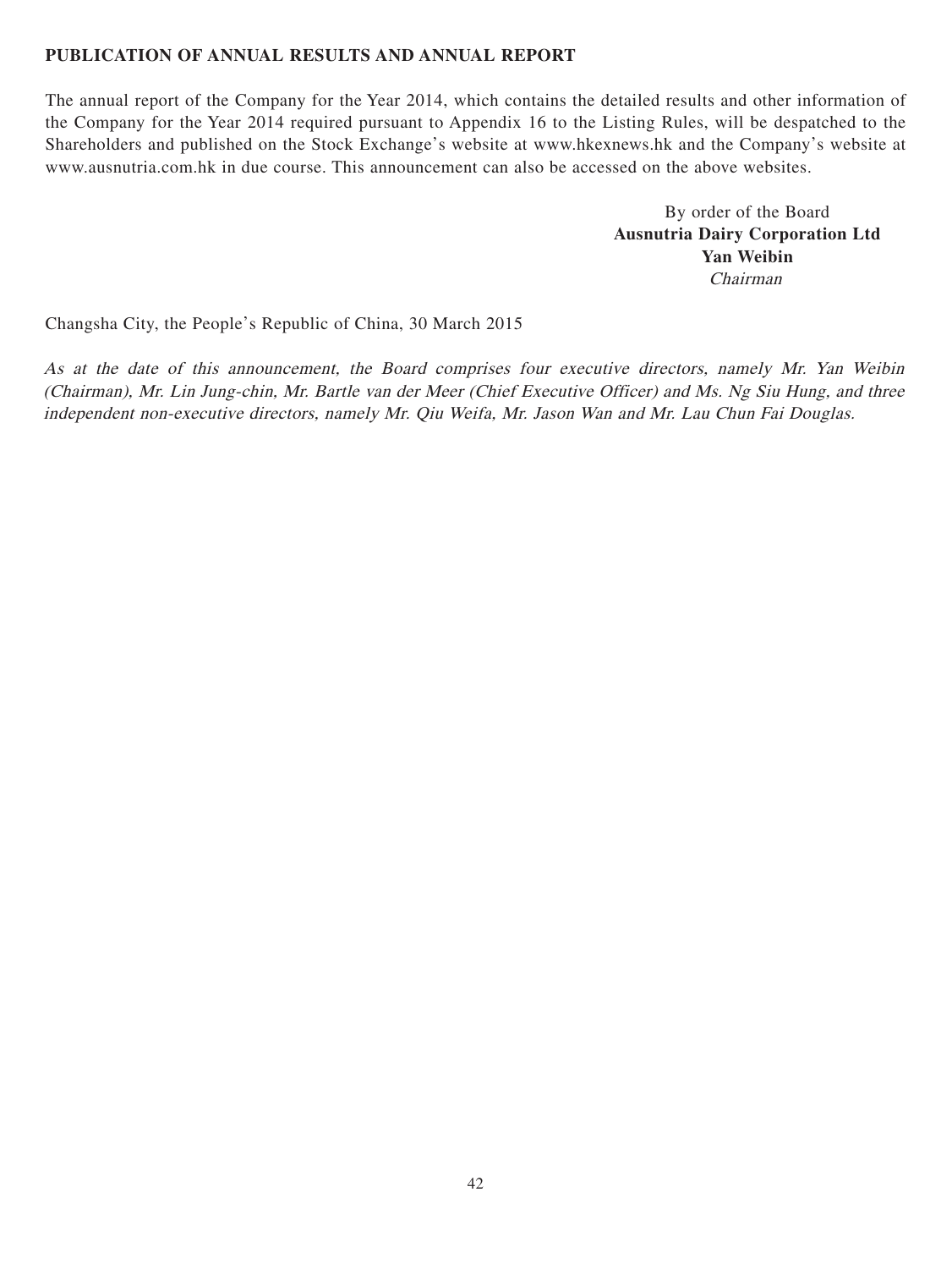**PUBLICATION OF ANNUAL RESULTS AND ANNUAL REPORT**

The annual report of the Company for the Year 2014, which contains the detailed results and other information of the Company for the Year 2014 required pursuant to Appendix 16 to the Listing Rules, will be despatched to the Shareholders and published on the Stock Exchange's website at www.hkexnews.hk and the Company's website at www.ausnutria.com.hk in due course. This announcement can also be accessed on the above websites.

By order of the Board
**Ausnutria Dairy Corporation Ltd**
**Yan Weibin**
*Chairman*

Changsha City, the People's Republic of China, 30 March 2015

*As at the date of this announcement, the Board comprises four executive directors, namely Mr. Yan Weibin (Chairman), Mr. Lin Jung-chin, Mr. Bartle van der Meer (Chief Executive Officer) and Ms. Ng Siu Hung, and three independent non-executive directors, namely Mr. Qiu Weifa, Mr. Jason Wan and Mr. Lau Chun Fai Douglas.*